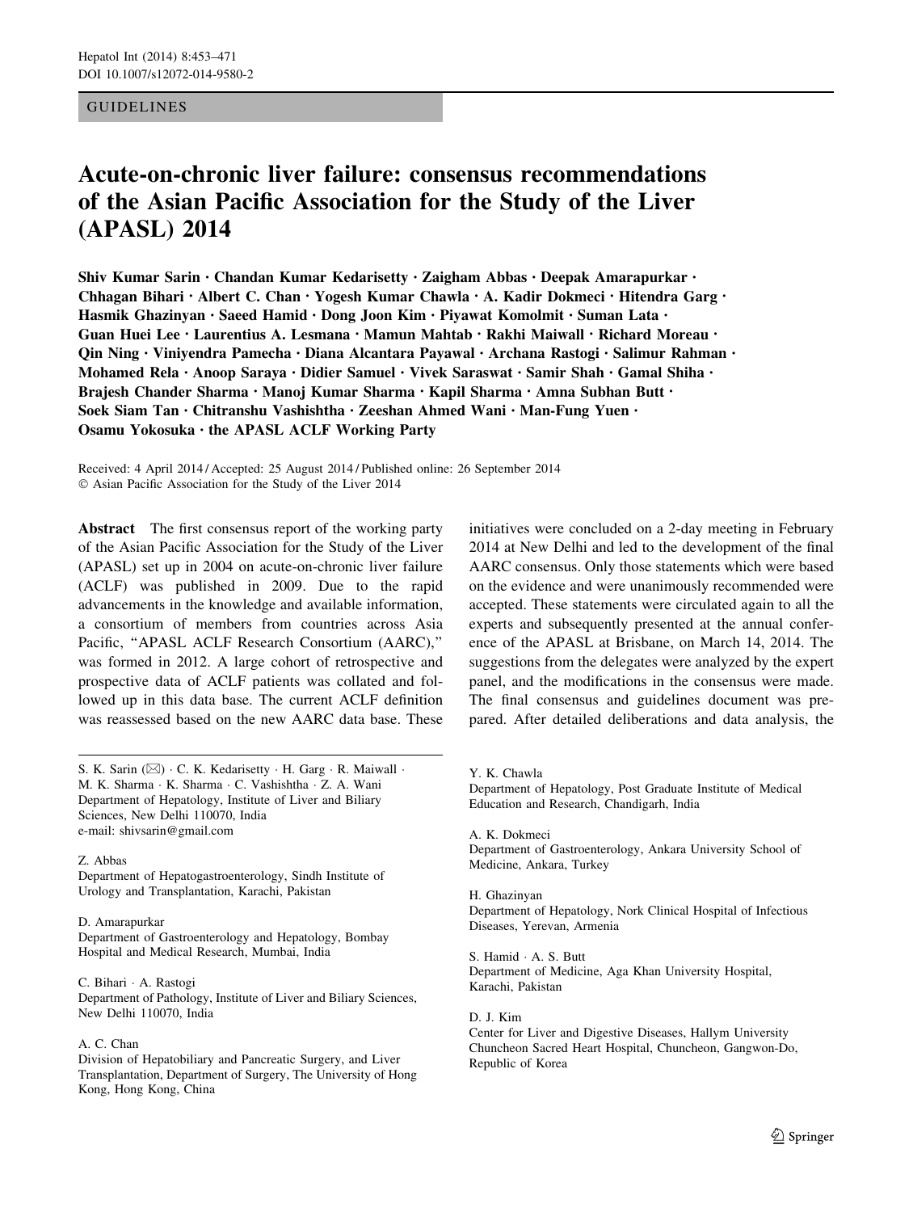GUIDELINES

# Acute-on-chronic liver failure: consensus recommendations of the Asian Pacific Association for the Study of the Liver (APASL) 2014

**Shiv Kumar Sarin · Chandan Kumar Kedarisetty · Zaigham Abbas · Deepak Amarapurkar · Chhagan Bihari · Albert C. Chan · Yogesh Kumar Chawla · A. Kadir Dokmeci · Hitendra Garg · Hasmik Ghazinyan · Saeed Hamid · Dong Joon Kim · Piyawat Komolmit · Suman Lata · Guan Huei Lee · Laurentius A. Lesmana · Mamun Mahtab · Rakhi Maiwall · Richard Moreau · Qin Ning · Viniyendra Pamecha · Diana Alcantara Payawal · Archana Rastogi · Salimur Rahman · Mohamed Rela · Anoop Saraya · Didier Samuel · Vivek Saraswat · Samir Shah · Gamal Shiha · Brajesh Chander Sharma · Manoj Kumar Sharma · Kapil Sharma · Amna Subhan Butt · Soek Siam Tan · Chitranshu Vashishtha · Zeeshan Ahmed Wani · Man-Fung Yuen · Osamu Yokosuka · the APASL ACLF Working Party**

Received: 4 April 2014 / Accepted: 25 August 2014 / Published online: 26 September 2014
© Asian Pacific Association for the Study of the Liver 2014

**Abstract** The first consensus report of the working party of the Asian Pacific Association for the Study of the Liver (APASL) set up in 2004 on acute-on-chronic liver failure (ACLF) was published in 2009. Due to the rapid advancements in the knowledge and available information, a consortium of members from countries across Asia Pacific, "APASL ACLF Research Consortium (AARC)," was formed in 2012. A large cohort of retrospective and prospective data of ACLF patients was collated and followed up in this data base. The current ACLF definition was reassessed based on the new AARC data base. These initiatives were concluded on a 2-day meeting in February 2014 at New Delhi and led to the development of the final AARC consensus. Only those statements which were based on the evidence and were unanimously recommended were accepted. These statements were circulated again to all the experts and subsequently presented at the annual conference of the APASL at Brisbane, on March 14, 2014. The suggestions from the delegates were analyzed by the expert panel, and the modifications in the consensus were made. The final consensus and guidelines document was prepared. After detailed deliberations and data analysis, the

---

S. K. Sarin (✉) · C. K. Kedarisetty · H. Garg · R. Maiwall · M. K. Sharma · K. Sharma · C. Vashishtha · Z. A. Wani
Department of Hepatology, Institute of Liver and Biliary Sciences, New Delhi 110070, India
e-mail: shivsarin@gmail.com

Z. Abbas
Department of Hepatogastroenterology, Sindh Institute of Urology and Transplantation, Karachi, Pakistan

D. Amarapurkar
Department of Gastroenterology and Hepatology, Bombay Hospital and Medical Research, Mumbai, India

C. Bihari · A. Rastogi
Department of Pathology, Institute of Liver and Biliary Sciences, New Delhi 110070, India

A. C. Chan
Division of Hepatobiliary and Pancreatic Surgery, and Liver Transplantation, Department of Surgery, The University of Hong Kong, Hong Kong, China

Y. K. Chawla
Department of Hepatology, Post Graduate Institute of Medical Education and Research, Chandigarh, India

A. K. Dokmeci
Department of Gastroenterology, Ankara University School of Medicine, Ankara, Turkey

H. Ghazinyan
Department of Hepatology, Nork Clinical Hospital of Infectious Diseases, Yerevan, Armenia

S. Hamid · A. S. Butt
Department of Medicine, Aga Khan University Hospital, Karachi, Pakistan

D. J. Kim
Center for Liver and Digestive Diseases, Hallym University Chuncheon Sacred Heart Hospital, Chuncheon, Gangwon-Do, Republic of Korea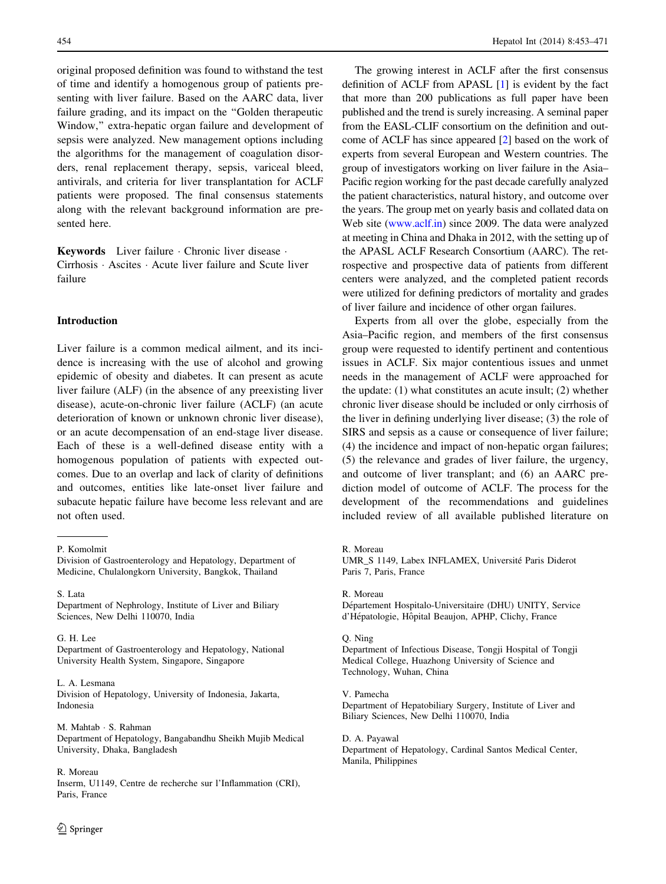original proposed definition was found to withstand the test of time and identify a homogenous group of patients presenting with liver failure. Based on the AARC data, liver failure grading, and its impact on the "Golden therapeutic Window," extra-hepatic organ failure and development of sepsis were analyzed. New management options including the algorithms for the management of coagulation disorders, renal replacement therapy, sepsis, variceal bleed, antivirals, and criteria for liver transplantation for ACLF patients were proposed. The final consensus statements along with the relevant background information are presented here.

**Keywords** Liver failure · Chronic liver disease · Cirrhosis · Ascites · Acute liver failure and Scute liver failure

## Introduction

Liver failure is a common medical ailment, and its incidence is increasing with the use of alcohol and growing epidemic of obesity and diabetes. It can present as acute liver failure (ALF) (in the absence of any preexisting liver disease), acute-on-chronic liver failure (ACLF) (an acute deterioration of known or unknown chronic liver disease), or an acute decompensation of an end-stage liver disease. Each of these is a well-defined disease entity with a homogenous population of patients with expected outcomes. Due to an overlap and lack of clarity of definitions and outcomes, entities like late-onset liver failure and subacute hepatic failure have become less relevant and are not often used.

The growing interest in ACLF after the first consensus definition of ACLF from APASL [1] is evident by the fact that more than 200 publications as full paper have been published and the trend is surely increasing. A seminal paper from the EASL-CLIF consortium on the definition and outcome of ACLF has since appeared [2] based on the work of experts from several European and Western countries. The group of investigators working on liver failure in the Asia–Pacific region working for the past decade carefully analyzed the patient characteristics, natural history, and outcome over the years. The group met on yearly basis and collated data on Web site (www.aclf.in) since 2009. The data were analyzed at meeting in China and Dhaka in 2012, with the setting up of the APASL ACLF Research Consortium (AARC). The retrospective and prospective data of patients from different centers were analyzed, and the completed patient records were utilized for defining predictors of mortality and grades of liver failure and incidence of other organ failures.

Experts from all over the globe, especially from the Asia–Pacific region, and members of the first consensus group were requested to identify pertinent and contentious issues in ACLF. Six major contentious issues and unmet needs in the management of ACLF were approached for the update: (1) what constitutes an acute insult; (2) whether chronic liver disease should be included or only cirrhosis of the liver in defining underlying liver disease; (3) the role of SIRS and sepsis as a cause or consequence of liver failure; (4) the incidence and impact of non-hepatic organ failures; (5) the relevance and grades of liver failure, the urgency, and outcome of liver transplant; and (6) an AARC prediction model of outcome of ACLF. The process for the development of the recommendations and guidelines included review of all available published literature on

---

P. Komolmit
Division of Gastroenterology and Hepatology, Department of Medicine, Chulalongkorn University, Bangkok, Thailand

S. Lata
Department of Nephrology, Institute of Liver and Biliary Sciences, New Delhi 110070, India

G. H. Lee
Department of Gastroenterology and Hepatology, National University Health System, Singapore, Singapore

L. A. Lesmana
Division of Hepatology, University of Indonesia, Jakarta, Indonesia

M. Mahtab · S. Rahman
Department of Hepatology, Bangabandhu Sheikh Mujib Medical University, Dhaka, Bangladesh

R. Moreau
Inserm, U1149, Centre de recherche sur l'Inflammation (CRI), Paris, France

R. Moreau
UMR_S 1149, Labex INFLAMEX, Université Paris Diderot Paris 7, Paris, France

R. Moreau
Département Hospitalo-Universitaire (DHU) UNITY, Service d'Hépatologie, Hôpital Beaujon, APHP, Clichy, France

Q. Ning
Department of Infectious Disease, Tongji Hospital of Tongji Medical College, Huazhong University of Science and Technology, Wuhan, China

V. Pamecha
Department of Hepatobiliary Surgery, Institute of Liver and Biliary Sciences, New Delhi 110070, India

D. A. Payawal
Department of Hepatology, Cardinal Santos Medical Center, Manila, Philippines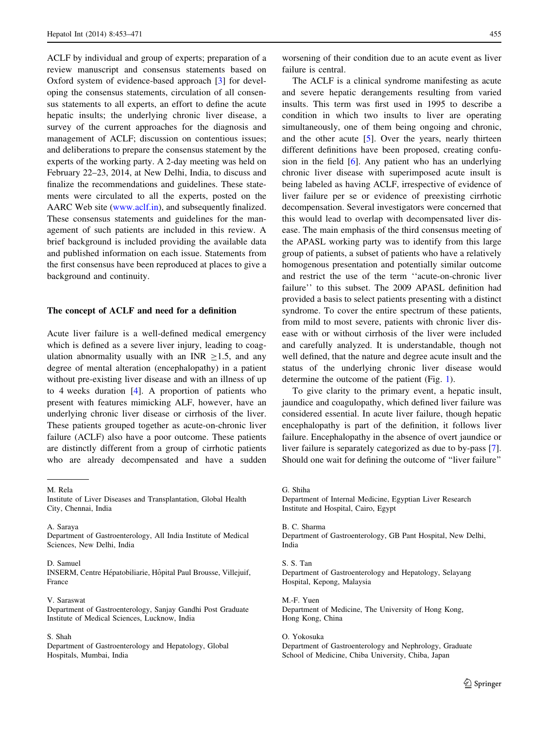ACLF by individual and group of experts; preparation of a review manuscript and consensus statements based on Oxford system of evidence-based approach [3] for developing the consensus statements, circulation of all consensus statements to all experts, an effort to define the acute hepatic insults; the underlying chronic liver disease, a survey of the current approaches for the diagnosis and management of ACLF; discussion on contentious issues; and deliberations to prepare the consensus statement by the experts of the working party. A 2-day meeting was held on February 22–23, 2014, at New Delhi, India, to discuss and finalize the recommendations and guidelines. These statements were circulated to all the experts, posted on the AARC Web site (www.aclf.in), and subsequently finalized. These consensus statements and guidelines for the management of such patients are included in this review. A brief background is included providing the available data and published information on each issue. Statements from the first consensus have been reproduced at places to give a background and continuity.

## The concept of ACLF and need for a definition

Acute liver failure is a well-defined medical emergency which is defined as a severe liver injury, leading to coagulation abnormality usually with an INR $\geq$1.5, and any degree of mental alteration (encephalopathy) in a patient without pre-existing liver disease and with an illness of up to 4 weeks duration [4]. A proportion of patients who present with features mimicking ALF, however, have an underlying chronic liver disease or cirrhosis of the liver. These patients grouped together as acute-on-chronic liver failure (ACLF) also have a poor outcome. These patients are distinctly different from a group of cirrhotic patients who are already decompensated and have a sudden worsening of their condition due to an acute event as liver failure is central.

The ACLF is a clinical syndrome manifesting as acute and severe hepatic derangements resulting from varied insults. This term was first used in 1995 to describe a condition in which two insults to liver are operating simultaneously, one of them being ongoing and chronic, and the other acute [5]. Over the years, nearly thirteen different definitions have been proposed, creating confusion in the field [6]. Any patient who has an underlying chronic liver disease with superimposed acute insult is being labeled as having ACLF, irrespective of evidence of liver failure per se or evidence of preexisting cirrhotic decompensation. Several investigators were concerned that this would lead to overlap with decompensated liver disease. The main emphasis of the third consensus meeting of the APASL working party was to identify from this large group of patients, a subset of patients who have a relatively homogenous presentation and potentially similar outcome and restrict the use of the term ''acute-on-chronic liver failure'' to this subset. The 2009 APASL definition had provided a basis to select patients presenting with a distinct syndrome. To cover the entire spectrum of these patients, from mild to most severe, patients with chronic liver disease with or without cirrhosis of the liver were included and carefully analyzed. It is understandable, though not well defined, that the nature and degree acute insult and the status of the underlying chronic liver disease would determine the outcome of the patient (Fig. 1).

To give clarity to the primary event, a hepatic insult, jaundice and coagulopathy, which defined liver failure was considered essential. In acute liver failure, though hepatic encephalopathy is part of the definition, it follows liver failure. Encephalopathy in the absence of overt jaundice or liver failure is separately categorized as due to by-pass [7]. Should one wait for defining the outcome of "liver failure"

---

M. Rela
Institute of Liver Diseases and Transplantation, Global Health City, Chennai, India

A. Saraya
Department of Gastroenterology, All India Institute of Medical Sciences, New Delhi, India

D. Samuel
INSERM, Centre Hépatobiliarie, Hôpital Paul Brousse, Villejuif, France

V. Saraswat
Department of Gastroenterology, Sanjay Gandhi Post Graduate Institute of Medical Sciences, Lucknow, India

S. Shah
Department of Gastroenterology and Hepatology, Global Hospitals, Mumbai, India

G. Shiha
Department of Internal Medicine, Egyptian Liver Research Institute and Hospital, Cairo, Egypt

B. C. Sharma
Department of Gastroenterology, GB Pant Hospital, New Delhi, India

S. S. Tan
Department of Gastroenterology and Hepatology, Selayang Hospital, Kepong, Malaysia

M.-F. Yuen
Department of Medicine, The University of Hong Kong, Hong Kong, China

O. Yokosuka
Department of Gastroenterology and Nephrology, Graduate School of Medicine, Chiba University, Chiba, Japan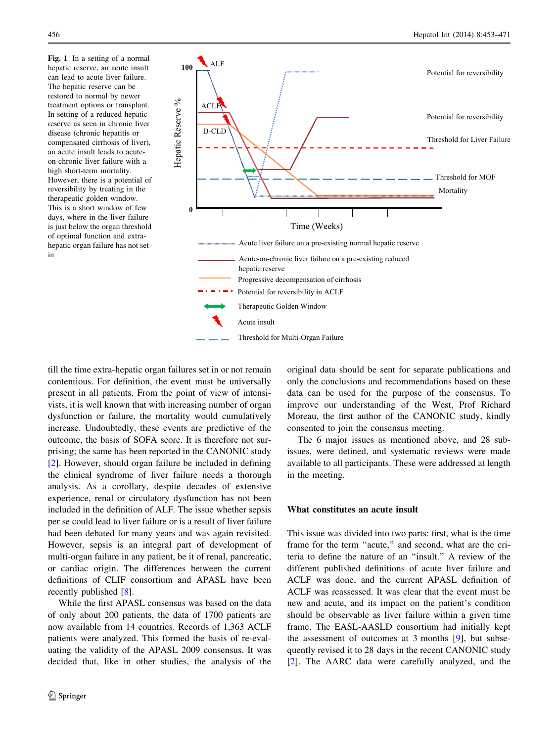**Fig. 1** In a setting of a normal hepatic reserve, an acute insult can lead to acute liver failure. The hepatic reserve can be restored to normal by newer treatment options or transplant. In setting of a reduced hepatic reserve as seen in chronic liver disease (chronic hepatitis or compensated cirrhosis of liver), an acute insult leads to acute-on-chronic liver failure with a high short-term mortality. However, there is a potential of reversibility by treating in the therapeutic golden window. This is a short window of few days, where in the liver failure is just below the organ threshold of optimal function and extra-hepatic organ failure has not set-in

till the time extra-hepatic organ failures set in or not remain contentious. For definition, the event must be universally present in all patients. From the point of view of intensivists, it is well known that with increasing number of organ dysfunction or failure, the mortality would cumulatively increase. Undoubtedly, these events are predictive of the outcome, the basis of SOFA score. It is therefore not surprising; the same has been reported in the CANONIC study [2]. However, should organ failure be included in defining the clinical syndrome of liver failure needs a thorough analysis. As a corollary, despite decades of extensive experience, renal or circulatory dysfunction has not been included in the definition of ALF. The issue whether sepsis per se could lead to liver failure or is a result of liver failure had been debated for many years and was again revisited. However, sepsis is an integral part of development of multi-organ failure in any patient, be it of renal, pancreatic, or cardiac origin. The differences between the current definitions of CLIF consortium and APASL have been recently published [8].

While the first APASL consensus was based on the data of only about 200 patients, the data of 1700 patients are now available from 14 countries. Records of 1,363 ACLF patients were analyzed. This formed the basis of re-evaluating the validity of the APASL 2009 consensus. It was decided that, like in other studies, the analysis of the original data should be sent for separate publications and only the conclusions and recommendations based on these data can be used for the purpose of the consensus. To improve our understanding of the West, Prof Richard Moreau, the first author of the CANONIC study, kindly consented to join the consensus meeting.

The 6 major issues as mentioned above, and 28 sub-issues, were defined, and systematic reviews were made available to all participants. These were addressed at length in the meeting.

## What constitutes an acute insult

This issue was divided into two parts: first, what is the time frame for the term "acute," and second, what are the criteria to define the nature of an "insult." A review of the different published definitions of acute liver failure and ACLF was done, and the current APASL definition of ACLF was reassessed. It was clear that the event must be new and acute, and its impact on the patient's condition should be observable as liver failure within a given time frame. The EASL-AASLD consortium had initially kept the assessment of outcomes at 3 months [9], but subsequently revised it to 28 days in the recent CANONIC study [2]. The AARC data were carefully analyzed, and the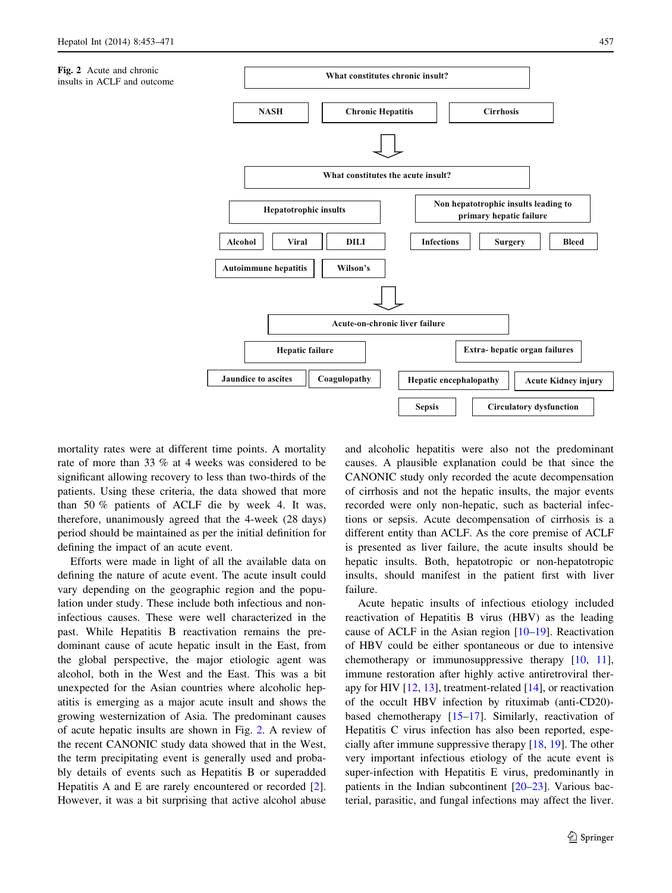**Fig. 2** Acute and chronic insults in ACLF and outcome

What constitutes chronic insult?

- NASH
- Chronic Hepatitis
- Cirrhosis

What constitutes the acute insult?

- Hepatotrophic insults
  - Alcohol
  - Viral
  - DILI
  - Autoimmune hepatitis
  - Wilson's
- Non hepatotrophic insults leading to primary hepatic failure
  - Infections
  - Surgery
  - Bleed

Acute-on-chronic liver failure

- Hepatic failure
  - Jaundice to ascites
  - Coagulopathy
- Extra- hepatic organ failures
  - Hepatic encephalopathy
  - Acute Kidney injury
  - Sepsis
  - Circulatory dysfunction

mortality rates were at different time points. A mortality rate of more than 33 % at 4 weeks was considered to be significant allowing recovery to less than two-thirds of the patients. Using these criteria, the data showed that more than 50 % patients of ACLF die by week 4. It was, therefore, unanimously agreed that the 4-week (28 days) period should be maintained as per the initial definition for defining the impact of an acute event.

Efforts were made in light of all the available data on defining the nature of acute event. The acute insult could vary depending on the geographic region and the population under study. These include both infectious and non-infectious causes. These were well characterized in the past. While Hepatitis B reactivation remains the predominant cause of acute hepatic insult in the East, from the global perspective, the major etiologic agent was alcohol, both in the West and the East. This was a bit unexpected for the Asian countries where alcoholic hepatitis is emerging as a major acute insult and shows the growing westernization of Asia. The predominant causes of acute hepatic insults are shown in Fig. 2. A review of the recent CANONIC study data showed that in the West, the term precipitating event is generally used and probably details of events such as Hepatitis B or superadded Hepatitis A and E are rarely encountered or recorded [2]. However, it was a bit surprising that active alcohol abuse and alcoholic hepatitis were also not the predominant causes. A plausible explanation could be that since the CANONIC study only recorded the acute decompensation of cirrhosis and not the hepatic insults, the major events recorded were only non-hepatic, such as bacterial infections or sepsis. Acute decompensation of cirrhosis is a different entity than ACLF. As the core premise of ACLF is presented as liver failure, the acute insults should be hepatic insults. Both, hepatotropic or non-hepatotropic insults, should manifest in the patient first with liver failure.

Acute hepatic insults of infectious etiology included reactivation of Hepatitis B virus (HBV) as the leading cause of ACLF in the Asian region [10–19]. Reactivation of HBV could be either spontaneous or due to intensive chemotherapy or immunosuppressive therapy [10, 11], immune restoration after highly active antiretroviral therapy for HIV [12, 13], treatment-related [14], or reactivation of the occult HBV infection by rituximab (anti-CD20)-based chemotherapy [15–17]. Similarly, reactivation of Hepatitis C virus infection has also been reported, especially after immune suppressive therapy [18, 19]. The other very important infectious etiology of the acute event is super-infection with Hepatitis E virus, predominantly in patients in the Indian subcontinent [20–23]. Various bacterial, parasitic, and fungal infections may affect the liver.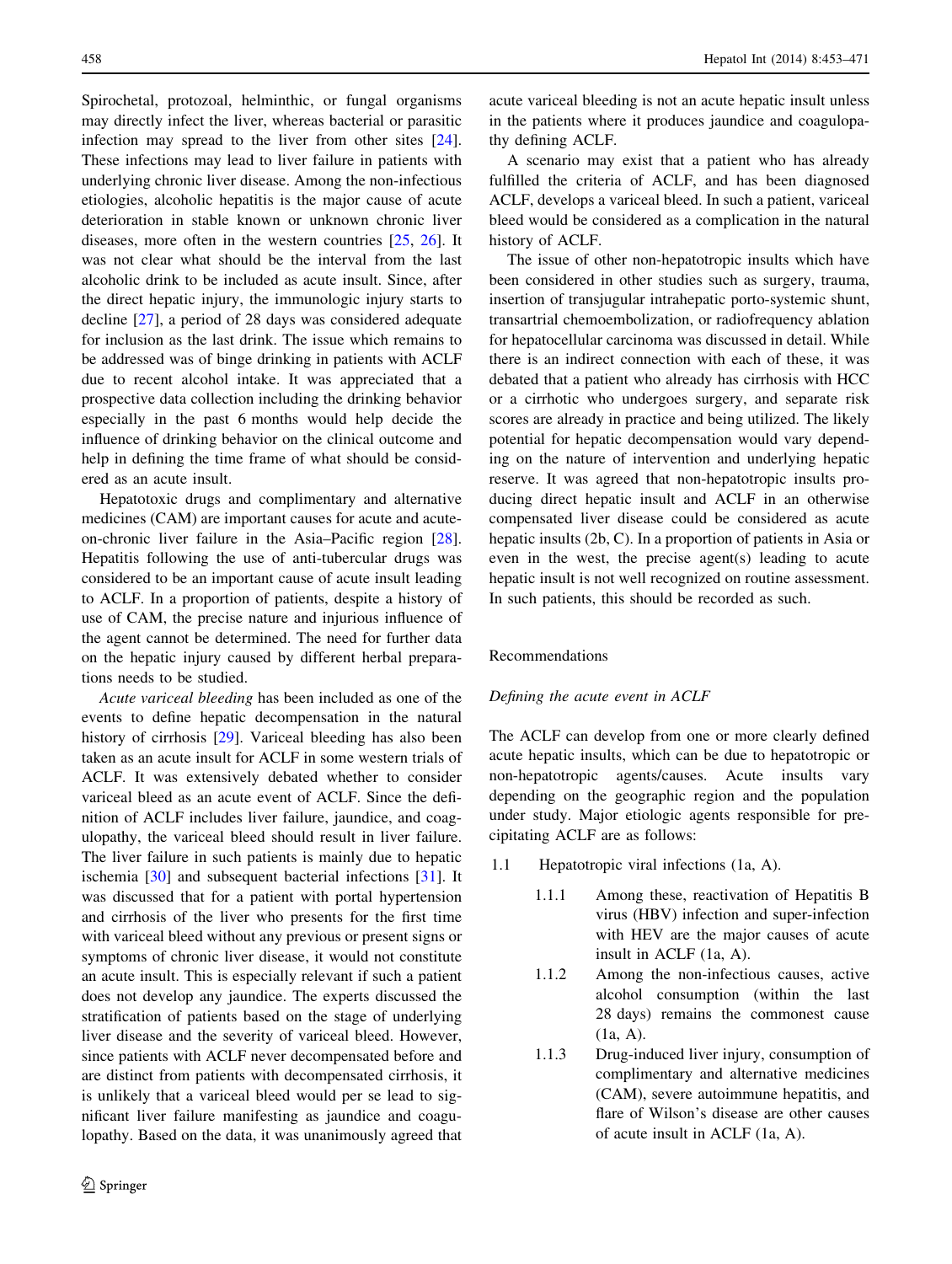Spirochetal, protozoal, helminthic, or fungal organisms may directly infect the liver, whereas bacterial or parasitic infection may spread to the liver from other sites [24]. These infections may lead to liver failure in patients with underlying chronic liver disease. Among the non-infectious etiologies, alcoholic hepatitis is the major cause of acute deterioration in stable known or unknown chronic liver diseases, more often in the western countries [25, 26]. It was not clear what should be the interval from the last alcoholic drink to be included as acute insult. Since, after the direct hepatic injury, the immunologic injury starts to decline [27], a period of 28 days was considered adequate for inclusion as the last drink. The issue which remains to be addressed was of binge drinking in patients with ACLF due to recent alcohol intake. It was appreciated that a prospective data collection including the drinking behavior especially in the past 6 months would help decide the influence of drinking behavior on the clinical outcome and help in defining the time frame of what should be considered as an acute insult.

Hepatotoxic drugs and complimentary and alternative medicines (CAM) are important causes for acute and acute-on-chronic liver failure in the Asia–Pacific region [28]. Hepatitis following the use of anti-tubercular drugs was considered to be an important cause of acute insult leading to ACLF. In a proportion of patients, despite a history of use of CAM, the precise nature and injurious influence of the agent cannot be determined. The need for further data on the hepatic injury caused by different herbal preparations needs to be studied.

*Acute variceal bleeding* has been included as one of the events to define hepatic decompensation in the natural history of cirrhosis [29]. Variceal bleeding has also been taken as an acute insult for ACLF in some western trials of ACLF. It was extensively debated whether to consider variceal bleed as an acute event of ACLF. Since the definition of ACLF includes liver failure, jaundice, and coagulopathy, the variceal bleed should result in liver failure. The liver failure in such patients is mainly due to hepatic ischemia [30] and subsequent bacterial infections [31]. It was discussed that for a patient with portal hypertension and cirrhosis of the liver who presents for the first time with variceal bleed without any previous or present signs or symptoms of chronic liver disease, it would not constitute an acute insult. This is especially relevant if such a patient does not develop any jaundice. The experts discussed the stratification of patients based on the stage of underlying liver disease and the severity of variceal bleed. However, since patients with ACLF never decompensated before and are distinct from patients with decompensated cirrhosis, it is unlikely that a variceal bleed would per se lead to significant liver failure manifesting as jaundice and coagulopathy. Based on the data, it was unanimously agreed that acute variceal bleeding is not an acute hepatic insult unless in the patients where it produces jaundice and coagulopathy defining ACLF.

A scenario may exist that a patient who has already fulfilled the criteria of ACLF, and has been diagnosed ACLF, develops a variceal bleed. In such a patient, variceal bleed would be considered as a complication in the natural history of ACLF.

The issue of other non-hepatotropic insults which have been considered in other studies such as surgery, trauma, insertion of transjugular intrahepatic porto-systemic shunt, transartrial chemoembolization, or radiofrequency ablation for hepatocellular carcinoma was discussed in detail. While there is an indirect connection with each of these, it was debated that a patient who already has cirrhosis with HCC or a cirrhotic who undergoes surgery, and separate risk scores are already in practice and being utilized. The likely potential for hepatic decompensation would vary depending on the nature of intervention and underlying hepatic reserve. It was agreed that non-hepatotropic insults producing direct hepatic insult and ACLF in an otherwise compensated liver disease could be considered as acute hepatic insults (2b, C). In a proportion of patients in Asia or even in the west, the precise agent(s) leading to acute hepatic insult is not well recognized on routine assessment. In such patients, this should be recorded as such.

## Recommendations

### *Defining the acute event in ACLF*

The ACLF can develop from one or more clearly defined acute hepatic insults, which can be due to hepatotropic or non-hepatotropic agents/causes. Acute insults vary depending on the geographic region and the population under study. Major etiologic agents responsible for precipitating ACLF are as follows:

1.1 Hepatotropic viral infections (1a, A).

- 1.1.1 Among these, reactivation of Hepatitis B virus (HBV) infection and super-infection with HEV are the major causes of acute insult in ACLF (1a, A).
- 1.1.2 Among the non-infectious causes, active alcohol consumption (within the last 28 days) remains the commonest cause (1a, A).
- 1.1.3 Drug-induced liver injury, consumption of complimentary and alternative medicines (CAM), severe autoimmune hepatitis, and flare of Wilson's disease are other causes of acute insult in ACLF (1a, A).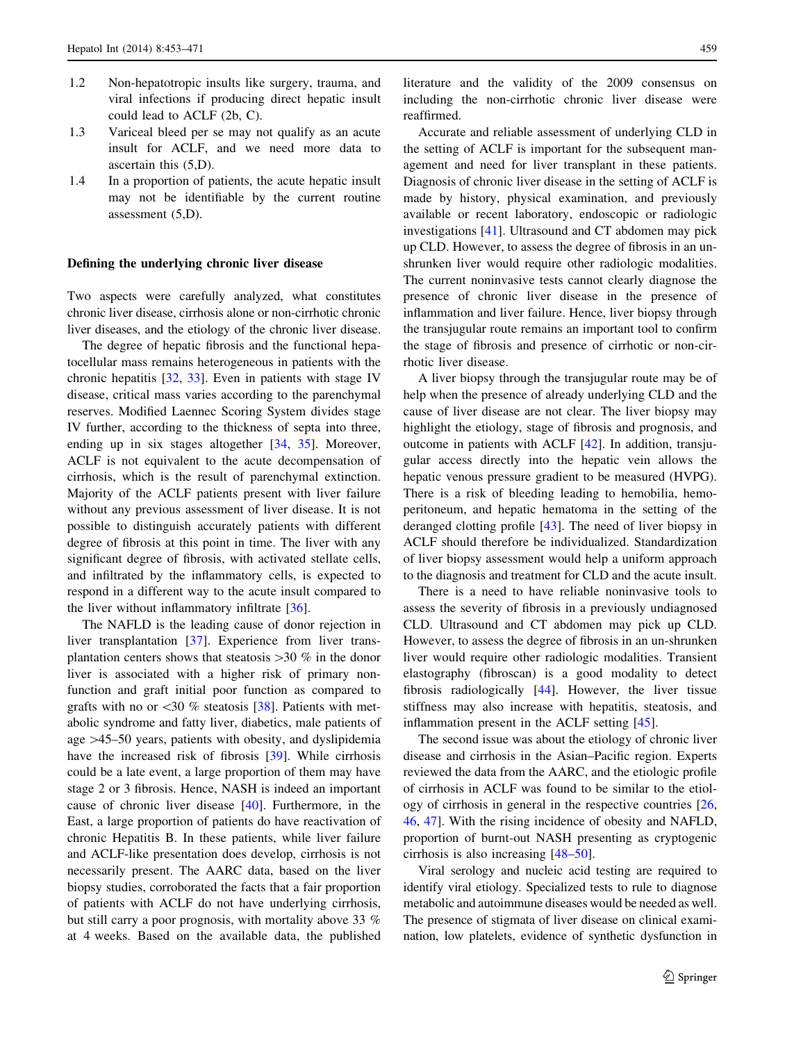1.2 Non-hepatotropic insults like surgery, trauma, and viral infections if producing direct hepatic insult could lead to ACLF (2b, C).

1.3 Variceal bleed per se may not qualify as an acute insult for ACLF, and we need more data to ascertain this (5,D).

1.4 In a proportion of patients, the acute hepatic insult may not be identifiable by the current routine assessment (5,D).

## Defining the underlying chronic liver disease

Two aspects were carefully analyzed, what constitutes chronic liver disease, cirrhosis alone or non-cirrhotic chronic liver diseases, and the etiology of the chronic liver disease.

The degree of hepatic fibrosis and the functional hepatocellular mass remains heterogeneous in patients with the chronic hepatitis [32, 33]. Even in patients with stage IV disease, critical mass varies according to the parenchymal reserves. Modified Laennec Scoring System divides stage IV further, according to the thickness of septa into three, ending up in six stages altogether [34, 35]. Moreover, ACLF is not equivalent to the acute decompensation of cirrhosis, which is the result of parenchymal extinction. Majority of the ACLF patients present with liver failure without any previous assessment of liver disease. It is not possible to distinguish accurately patients with different degree of fibrosis at this point in time. The liver with any significant degree of fibrosis, with activated stellate cells, and infiltrated by the inflammatory cells, is expected to respond in a different way to the acute insult compared to the liver without inflammatory infiltrate [36].

The NAFLD is the leading cause of donor rejection in liver transplantation [37]. Experience from liver transplantation centers shows that steatosis >30 % in the donor liver is associated with a higher risk of primary non-function and graft initial poor function as compared to grafts with no or <30 % steatosis [38]. Patients with metabolic syndrome and fatty liver, diabetics, male patients of age >45–50 years, patients with obesity, and dyslipidemia have the increased risk of fibrosis [39]. While cirrhosis could be a late event, a large proportion of them may have stage 2 or 3 fibrosis. Hence, NASH is indeed an important cause of chronic liver disease [40]. Furthermore, in the East, a large proportion of patients do have reactivation of chronic Hepatitis B. In these patients, while liver failure and ACLF-like presentation does develop, cirrhosis is not necessarily present. The AARC data, based on the liver biopsy studies, corroborated the facts that a fair proportion of patients with ACLF do not have underlying cirrhosis, but still carry a poor prognosis, with mortality above 33 % at 4 weeks. Based on the available data, the published literature and the validity of the 2009 consensus on including the non-cirrhotic chronic liver disease were reaffirmed.

Accurate and reliable assessment of underlying CLD in the setting of ACLF is important for the subsequent management and need for liver transplant in these patients. Diagnosis of chronic liver disease in the setting of ACLF is made by history, physical examination, and previously available or recent laboratory, endoscopic or radiologic investigations [41]. Ultrasound and CT abdomen may pick up CLD. However, to assess the degree of fibrosis in an un-shrunken liver would require other radiologic modalities. The current noninvasive tests cannot clearly diagnose the presence of chronic liver disease in the presence of inflammation and liver failure. Hence, liver biopsy through the transjugular route remains an important tool to confirm the stage of fibrosis and presence of cirrhotic or non-cirrhotic liver disease.

A liver biopsy through the transjugular route may be of help when the presence of already underlying CLD and the cause of liver disease are not clear. The liver biopsy may highlight the etiology, stage of fibrosis and prognosis, and outcome in patients with ACLF [42]. In addition, transjugular access directly into the hepatic vein allows the hepatic venous pressure gradient to be measured (HVPG). There is a risk of bleeding leading to hemobilia, hemoperitoneum, and hepatic hematoma in the setting of the deranged clotting profile [43]. The need of liver biopsy in ACLF should therefore be individualized. Standardization of liver biopsy assessment would help a uniform approach to the diagnosis and treatment for CLD and the acute insult.

There is a need to have reliable noninvasive tools to assess the severity of fibrosis in a previously undiagnosed CLD. Ultrasound and CT abdomen may pick up CLD. However, to assess the degree of fibrosis in an un-shrunken liver would require other radiologic modalities. Transient elastography (fibroscan) is a good modality to detect fibrosis radiologically [44]. However, the liver tissue stiffness may also increase with hepatitis, steatosis, and inflammation present in the ACLF setting [45].

The second issue was about the etiology of chronic liver disease and cirrhosis in the Asian–Pacific region. Experts reviewed the data from the AARC, and the etiologic profile of cirrhosis in ACLF was found to be similar to the etiology of cirrhosis in general in the respective countries [26, 46, 47]. With the rising incidence of obesity and NAFLD, proportion of burnt-out NASH presenting as cryptogenic cirrhosis is also increasing [48–50].

Viral serology and nucleic acid testing are required to identify viral etiology. Specialized tests to rule to diagnose metabolic and autoimmune diseases would be needed as well. The presence of stigmata of liver disease on clinical examination, low platelets, evidence of synthetic dysfunction in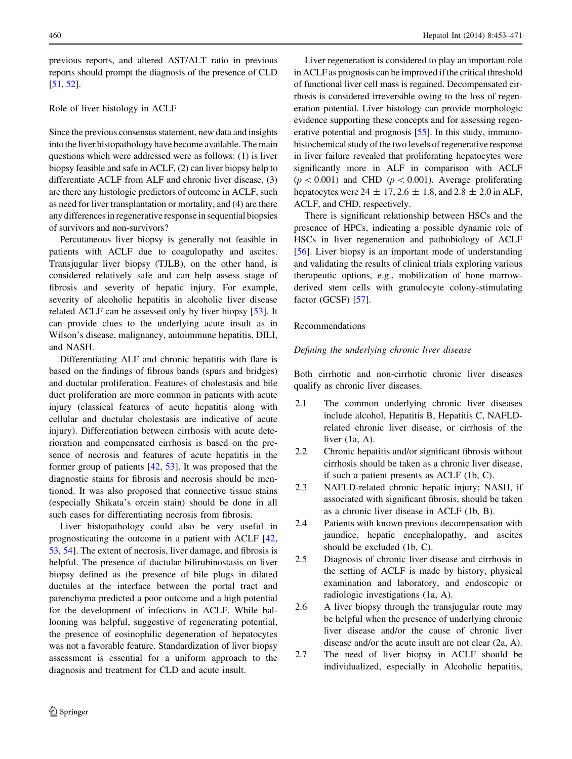previous reports, and altered AST/ALT ratio in previous reports should prompt the diagnosis of the presence of CLD [51, 52].

## Role of liver histology in ACLF

Since the previous consensus statement, new data and insights into the liver histopathology have become available. The main questions which were addressed were as follows: (1) is liver biopsy feasible and safe in ACLF, (2) can liver biopsy help to differentiate ACLF from ALF and chronic liver disease, (3) are there any histologic predictors of outcome in ACLF, such as need for liver transplantation or mortality, and (4) are there any differences in regenerative response in sequential biopsies of survivors and non-survivors?

Percutaneous liver biopsy is generally not feasible in patients with ACLF due to coagulopathy and ascites. Transjugular liver biopsy (TJLB), on the other hand, is considered relatively safe and can help assess stage of fibrosis and severity of hepatic injury. For example, severity of alcoholic hepatitis in alcoholic liver disease related ACLF can be assessed only by liver biopsy [53]. It can provide clues to the underlying acute insult as in Wilson's disease, malignancy, autoimmune hepatitis, DILI, and NASH.

Differentiating ALF and chronic hepatitis with flare is based on the findings of fibrous bands (spurs and bridges) and ductular proliferation. Features of cholestasis and bile duct proliferation are more common in patients with acute injury (classical features of acute hepatitis along with cellular and ductular cholestasis are indicative of acute injury). Differentiation between cirrhosis with acute deterioration and compensated cirrhosis is based on the presence of necrosis and features of acute hepatitis in the former group of patients [42, 53]. It was proposed that the diagnostic stains for fibrosis and necrosis should be mentioned. It was also proposed that connective tissue stains (especially Shikata's orcein stain) should be done in all such cases for differentiating necrosis from fibrosis.

Liver histopathology could also be very useful in prognosticating the outcome in a patient with ACLF [42, 53, 54]. The extent of necrosis, liver damage, and fibrosis is helpful. The presence of ductular bilirubinostasis on liver biopsy defined as the presence of bile plugs in dilated ductules at the interface between the portal tract and parenchyma predicted a poor outcome and a high potential for the development of infections in ACLF. While ballooning was helpful, suggestive of regenerating potential, the presence of eosinophilic degeneration of hepatocytes was not a favorable feature. Standardization of liver biopsy assessment is essential for a uniform approach to the diagnosis and treatment for CLD and acute insult.

Liver regeneration is considered to play an important role in ACLF as prognosis can be improved if the critical threshold of functional liver cell mass is regained. Decompensated cirrhosis is considered irreversible owing to the loss of regeneration potential. Liver histology can provide morphologic evidence supporting these concepts and for assessing regenerative potential and prognosis [55]. In this study, immunohistochemical study of the two levels of regenerative response in liver failure revealed that proliferating hepatocytes were significantly more in ALF in comparison with ACLF ($p < 0.001$) and CHD ($p < 0.001$). Average proliferating hepatocytes were $24 \pm 17$, $2.6 \pm 1.8$, and $2.8 \pm 2.0$ in ALF, ACLF, and CHD, respectively.

There is significant relationship between HSCs and the presence of HPCs, indicating a possible dynamic role of HSCs in liver regeneration and pathobiology of ACLF [56]. Liver biopsy is an important mode of understanding and validating the results of clinical trials exploring various therapeutic options, e.g., mobilization of bone marrow-derived stem cells with granulocyte colony-stimulating factor (GCSF) [57].

### Recommendations

*Defining the underlying chronic liver disease*

Both cirrhotic and non-cirrhotic chronic liver diseases qualify as chronic liver diseases.

2.1 The common underlying chronic liver diseases include alcohol, Hepatitis B, Hepatitis C, NAFLD-related chronic liver disease, or cirrhosis of the liver (1a, A).

2.2 Chronic hepatitis and/or significant fibrosis without cirrhosis should be taken as a chronic liver disease, if such a patient presents as ACLF (1b, C).

2.3 NAFLD-related chronic hepatic injury; NASH, if associated with significant fibrosis, should be taken as a chronic liver disease in ACLF (1b, B).

2.4 Patients with known previous decompensation with jaundice, hepatic encephalopathy, and ascites should be excluded (1b, C).

2.5 Diagnosis of chronic liver disease and cirrhosis in the setting of ACLF is made by history, physical examination and laboratory, and endoscopic or radiologic investigations (1a, A).

2.6 A liver biopsy through the transjugular route may be helpful when the presence of underlying chronic liver disease and/or the cause of chronic liver disease and/or the acute insult are not clear (2a, A).

2.7 The need of liver biopsy in ACLF should be individualized, especially in Alcoholic hepatitis,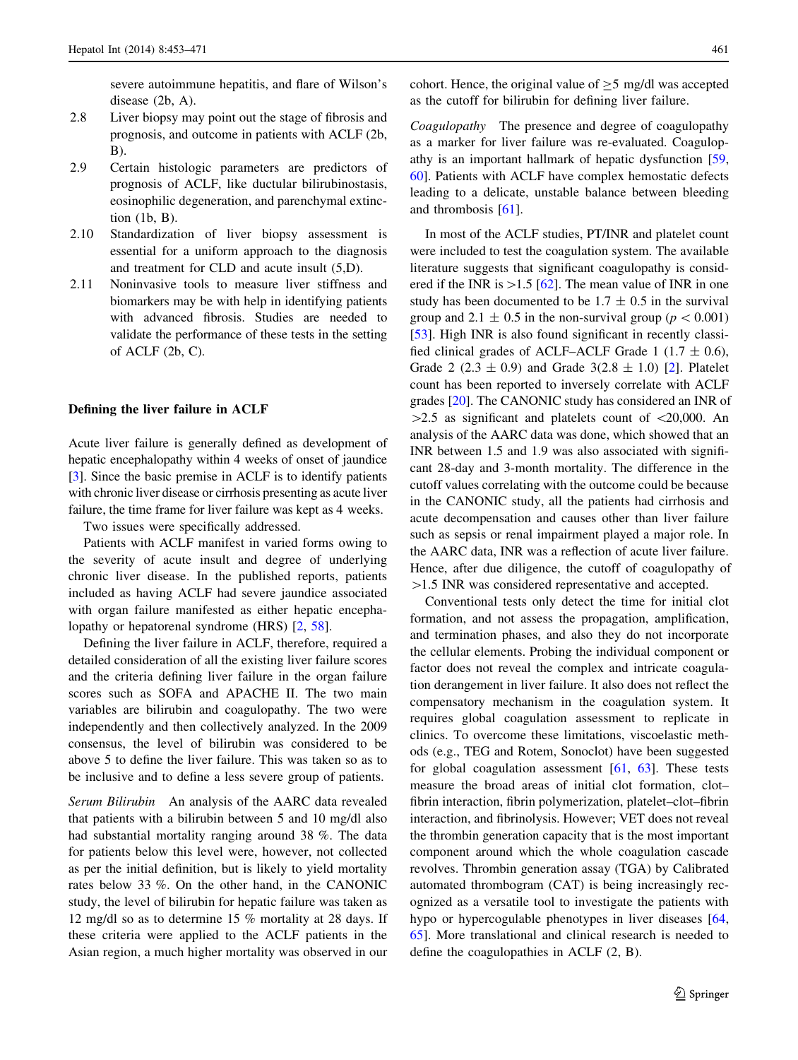severe autoimmune hepatitis, and flare of Wilson's disease (2b, A).

2.8 Liver biopsy may point out the stage of fibrosis and prognosis, and outcome in patients with ACLF (2b, B).

2.9 Certain histologic parameters are predictors of prognosis of ACLF, like ductular bilirubinostasis, eosinophilic degeneration, and parenchymal extinction (1b, B).

2.10 Standardization of liver biopsy assessment is essential for a uniform approach to the diagnosis and treatment for CLD and acute insult (5,D).

2.11 Noninvasive tools to measure liver stiffness and biomarkers may be with help in identifying patients with advanced fibrosis. Studies are needed to validate the performance of these tests in the setting of ACLF (2b, C).

## Defining the liver failure in ACLF

Acute liver failure is generally defined as development of hepatic encephalopathy within 4 weeks of onset of jaundice [3]. Since the basic premise in ACLF is to identify patients with chronic liver disease or cirrhosis presenting as acute liver failure, the time frame for liver failure was kept as 4 weeks.

Two issues were specifically addressed.

Patients with ACLF manifest in varied forms owing to the severity of acute insult and degree of underlying chronic liver disease. In the published reports, patients included as having ACLF had severe jaundice associated with organ failure manifested as either hepatic encephalopathy or hepatorenal syndrome (HRS) [2, 58].

Defining the liver failure in ACLF, therefore, required a detailed consideration of all the existing liver failure scores and the criteria defining liver failure in the organ failure scores such as SOFA and APACHE II. The two main variables are bilirubin and coagulopathy. The two were independently and then collectively analyzed. In the 2009 consensus, the level of bilirubin was considered to be above 5 to define the liver failure. This was taken so as to be inclusive and to define a less severe group of patients.

*Serum Bilirubin* An analysis of the AARC data revealed that patients with a bilirubin between 5 and 10 mg/dl also had substantial mortality ranging around 38 %. The data for patients below this level were, however, not collected as per the initial definition, but is likely to yield mortality rates below 33 %. On the other hand, in the CANONIC study, the level of bilirubin for hepatic failure was taken as 12 mg/dl so as to determine 15 % mortality at 28 days. If these criteria were applied to the ACLF patients in the Asian region, a much higher mortality was observed in our cohort. Hence, the original value of $\geq$5 mg/dl was accepted as the cutoff for bilirubin for defining liver failure.

*Coagulopathy* The presence and degree of coagulopathy as a marker for liver failure was re-evaluated. Coagulopathy is an important hallmark of hepatic dysfunction [59, 60]. Patients with ACLF have complex hemostatic defects leading to a delicate, unstable balance between bleeding and thrombosis [61].

In most of the ACLF studies, PT/INR and platelet count were included to test the coagulation system. The available literature suggests that significant coagulopathy is considered if the INR is >1.5 [62]. The mean value of INR in one study has been documented to be $1.7 \pm 0.5$ in the survival group and $2.1 \pm 0.5$ in the non-survival group ($p < 0.001$) [53]. High INR is also found significant in recently classified clinical grades of ACLF–ACLF Grade 1 ($1.7 \pm 0.6$), Grade 2 ($2.3 \pm 0.9$) and Grade 3($2.8 \pm 1.0$) [2]. Platelet count has been reported to inversely correlate with ACLF grades [20]. The CANONIC study has considered an INR of >2.5 as significant and platelets count of <20,000. An analysis of the AARC data was done, which showed that an INR between 1.5 and 1.9 was also associated with significant 28-day and 3-month mortality. The difference in the cutoff values correlating with the outcome could be because in the CANONIC study, all the patients had cirrhosis and acute decompensation and causes other than liver failure such as sepsis or renal impairment played a major role. In the AARC data, INR was a reflection of acute liver failure. Hence, after due diligence, the cutoff of coagulopathy of >1.5 INR was considered representative and accepted.

Conventional tests only detect the time for initial clot formation, and not assess the propagation, amplification, and termination phases, and also they do not incorporate the cellular elements. Probing the individual component or factor does not reveal the complex and intricate coagulation derangement in liver failure. It also does not reflect the compensatory mechanism in the coagulation system. It requires global coagulation assessment to replicate in clinics. To overcome these limitations, viscoelastic methods (e.g., TEG and Rotem, Sonoclot) have been suggested for global coagulation assessment [61, 63]. These tests measure the broad areas of initial clot formation, clot–fibrin interaction, fibrin polymerization, platelet–clot–fibrin interaction, and fibrinolysis. However; VET does not reveal the thrombin generation capacity that is the most important component around which the whole coagulation cascade revolves. Thrombin generation assay (TGA) by Calibrated automated thrombogram (CAT) is being increasingly recognized as a versatile tool to investigate the patients with hypo or hypercogulable phenotypes in liver diseases [64, 65]. More translational and clinical research is needed to define the coagulopathies in ACLF (2, B).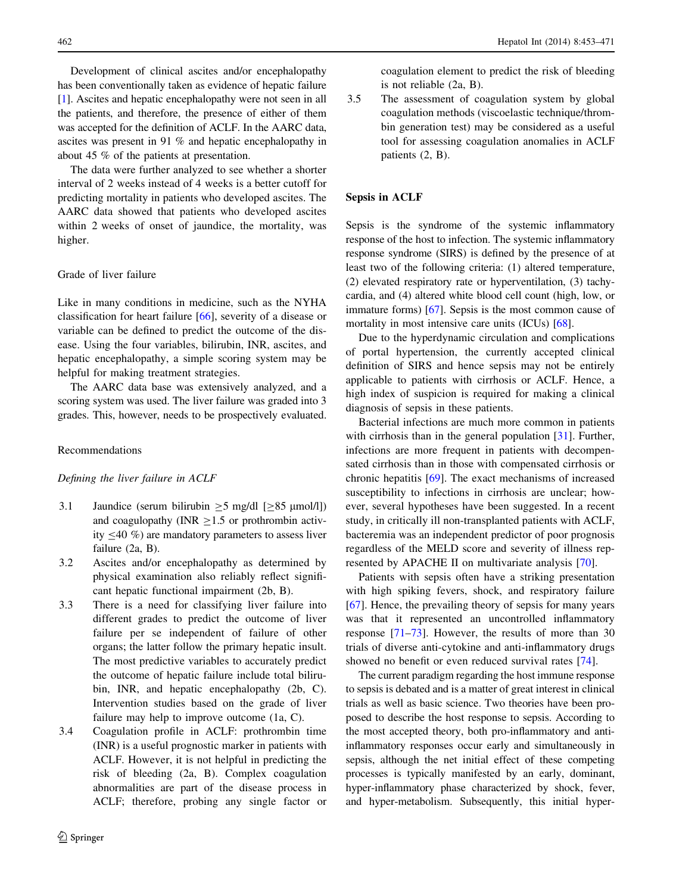Development of clinical ascites and/or encephalopathy has been conventionally taken as evidence of hepatic failure [1]. Ascites and hepatic encephalopathy were not seen in all the patients, and therefore, the presence of either of them was accepted for the definition of ACLF. In the AARC data, ascites was present in 91 % and hepatic encephalopathy in about 45 % of the patients at presentation.

The data were further analyzed to see whether a shorter interval of 2 weeks instead of 4 weeks is a better cutoff for predicting mortality in patients who developed ascites. The AARC data showed that patients who developed ascites within 2 weeks of onset of jaundice, the mortality, was higher.

### Grade of liver failure

Like in many conditions in medicine, such as the NYHA classification for heart failure [66], severity of a disease or variable can be defined to predict the outcome of the disease. Using the four variables, bilirubin, INR, ascites, and hepatic encephalopathy, a simple scoring system may be helpful for making treatment strategies.

The AARC data base was extensively analyzed, and a scoring system was used. The liver failure was graded into 3 grades. This, however, needs to be prospectively evaluated.

### Recommendations

*Defining the liver failure in ACLF*

3.1 Jaundice (serum bilirubin ≥5 mg/dl [≥85 μmol/l]) and coagulopathy (INR ≥1.5 or prothrombin activity ≤40 %) are mandatory parameters to assess liver failure (2a, B).

3.2 Ascites and/or encephalopathy as determined by physical examination also reliably reflect significant hepatic functional impairment (2b, B).

3.3 There is a need for classifying liver failure into different grades to predict the outcome of liver failure per se independent of failure of other organs; the latter follow the primary hepatic insult. The most predictive variables to accurately predict the outcome of hepatic failure include total bilirubin, INR, and hepatic encephalopathy (2b, C). Intervention studies based on the grade of liver failure may help to improve outcome (1a, C).

3.4 Coagulation profile in ACLF: prothrombin time (INR) is a useful prognostic marker in patients with ACLF. However, it is not helpful in predicting the risk of bleeding (2a, B). Complex coagulation abnormalities are part of the disease process in ACLF; therefore, probing any single factor or coagulation element to predict the risk of bleeding is not reliable (2a, B).

3.5 The assessment of coagulation system by global coagulation methods (viscoelastic technique/thrombin generation test) may be considered as a useful tool for assessing coagulation anomalies in ACLF patients (2, B).

## Sepsis in ACLF

Sepsis is the syndrome of the systemic inflammatory response of the host to infection. The systemic inflammatory response syndrome (SIRS) is defined by the presence of at least two of the following criteria: (1) altered temperature, (2) elevated respiratory rate or hyperventilation, (3) tachycardia, and (4) altered white blood cell count (high, low, or immature forms) [67]. Sepsis is the most common cause of mortality in most intensive care units (ICUs) [68].

Due to the hyperdynamic circulation and complications of portal hypertension, the currently accepted clinical definition of SIRS and hence sepsis may not be entirely applicable to patients with cirrhosis or ACLF. Hence, a high index of suspicion is required for making a clinical diagnosis of sepsis in these patients.

Bacterial infections are much more common in patients with cirrhosis than in the general population [31]. Further, infections are more frequent in patients with decompensated cirrhosis than in those with compensated cirrhosis or chronic hepatitis [69]. The exact mechanisms of increased susceptibility to infections in cirrhosis are unclear; however, several hypotheses have been suggested. In a recent study, in critically ill non-transplanted patients with ACLF, bacteremia was an independent predictor of poor prognosis regardless of the MELD score and severity of illness represented by APACHE II on multivariate analysis [70].

Patients with sepsis often have a striking presentation with high spiking fevers, shock, and respiratory failure [67]. Hence, the prevailing theory of sepsis for many years was that it represented an uncontrolled inflammatory response [71–73]. However, the results of more than 30 trials of diverse anti-cytokine and anti-inflammatory drugs showed no benefit or even reduced survival rates [74].

The current paradigm regarding the host immune response to sepsis is debated and is a matter of great interest in clinical trials as well as basic science. Two theories have been proposed to describe the host response to sepsis. According to the most accepted theory, both pro-inflammatory and anti-inflammatory responses occur early and simultaneously in sepsis, although the net initial effect of these competing processes is typically manifested by an early, dominant, hyper-inflammatory phase characterized by shock, fever, and hyper-metabolism. Subsequently, this initial hyper-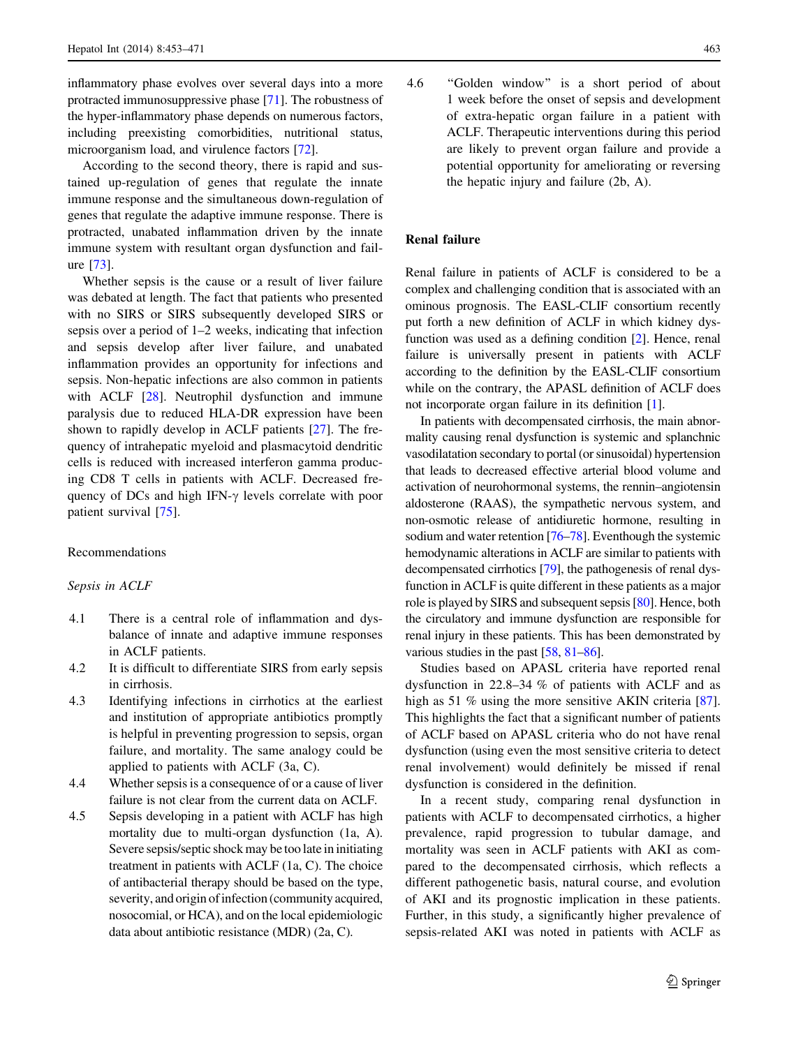inflammatory phase evolves over several days into a more protracted immunosuppressive phase [71]. The robustness of the hyper-inflammatory phase depends on numerous factors, including preexisting comorbidities, nutritional status, microorganism load, and virulence factors [72].

According to the second theory, there is rapid and sustained up-regulation of genes that regulate the innate immune response and the simultaneous down-regulation of genes that regulate the adaptive immune response. There is protracted, unabated inflammation driven by the innate immune system with resultant organ dysfunction and failure [73].

Whether sepsis is the cause or a result of liver failure was debated at length. The fact that patients who presented with no SIRS or SIRS subsequently developed SIRS or sepsis over a period of 1–2 weeks, indicating that infection and sepsis develop after liver failure, and unabated inflammation provides an opportunity for infections and sepsis. Non-hepatic infections are also common in patients with ACLF [28]. Neutrophil dysfunction and immune paralysis due to reduced HLA-DR expression have been shown to rapidly develop in ACLF patients [27]. The frequency of intrahepatic myeloid and plasmacytoid dendritic cells is reduced with increased interferon gamma producing CD8 T cells in patients with ACLF. Decreased frequency of DCs and high IFN-$\gamma$ levels correlate with poor patient survival [75].

Recommendations

*Sepsis in ACLF*

4.1 There is a central role of inflammation and dysbalance of innate and adaptive immune responses in ACLF patients.

4.2 It is difficult to differentiate SIRS from early sepsis in cirrhosis.

4.3 Identifying infections in cirrhotics at the earliest and institution of appropriate antibiotics promptly is helpful in preventing progression to sepsis, organ failure, and mortality. The same analogy could be applied to patients with ACLF (3a, C).

4.4 Whether sepsis is a consequence of or a cause of liver failure is not clear from the current data on ACLF.

4.5 Sepsis developing in a patient with ACLF has high mortality due to multi-organ dysfunction (1a, A). Severe sepsis/septic shock may be too late in initiating treatment in patients with ACLF (1a, C). The choice of antibacterial therapy should be based on the type, severity, and origin of infection (community acquired, nosocomial, or HCA), and on the local epidemiologic data about antibiotic resistance (MDR) (2a, C).

4.6 "Golden window" is a short period of about 1 week before the onset of sepsis and development of extra-hepatic organ failure in a patient with ACLF. Therapeutic interventions during this period are likely to prevent organ failure and provide a potential opportunity for ameliorating or reversing the hepatic injury and failure (2b, A).

## Renal failure

Renal failure in patients of ACLF is considered to be a complex and challenging condition that is associated with an ominous prognosis. The EASL-CLIF consortium recently put forth a new definition of ACLF in which kidney dysfunction was used as a defining condition [2]. Hence, renal failure is universally present in patients with ACLF according to the definition by the EASL-CLIF consortium while on the contrary, the APASL definition of ACLF does not incorporate organ failure in its definition [1].

In patients with decompensated cirrhosis, the main abnormality causing renal dysfunction is systemic and splanchnic vasodilatation secondary to portal (or sinusoidal) hypertension that leads to decreased effective arterial blood volume and activation of neurohormonal systems, the rennin–angiotensin aldosterone (RAAS), the sympathetic nervous system, and non-osmotic release of antidiuretic hormone, resulting in sodium and water retention [76–78]. Eventhough the systemic hemodynamic alterations in ACLF are similar to patients with decompensated cirrhotics [79], the pathogenesis of renal dysfunction in ACLF is quite different in these patients as a major role is played by SIRS and subsequent sepsis [80]. Hence, both the circulatory and immune dysfunction are responsible for renal injury in these patients. This has been demonstrated by various studies in the past [58, 81–86].

Studies based on APASL criteria have reported renal dysfunction in 22.8–34 % of patients with ACLF and as high as 51 % using the more sensitive AKIN criteria [87]. This highlights the fact that a significant number of patients of ACLF based on APASL criteria who do not have renal dysfunction (using even the most sensitive criteria to detect renal involvement) would definitely be missed if renal dysfunction is considered in the definition.

In a recent study, comparing renal dysfunction in patients with ACLF to decompensated cirrhotics, a higher prevalence, rapid progression to tubular damage, and mortality was seen in ACLF patients with AKI as compared to the decompensated cirrhosis, which reflects a different pathogenetic basis, natural course, and evolution of AKI and its prognostic implication in these patients. Further, in this study, a significantly higher prevalence of sepsis-related AKI was noted in patients with ACLF as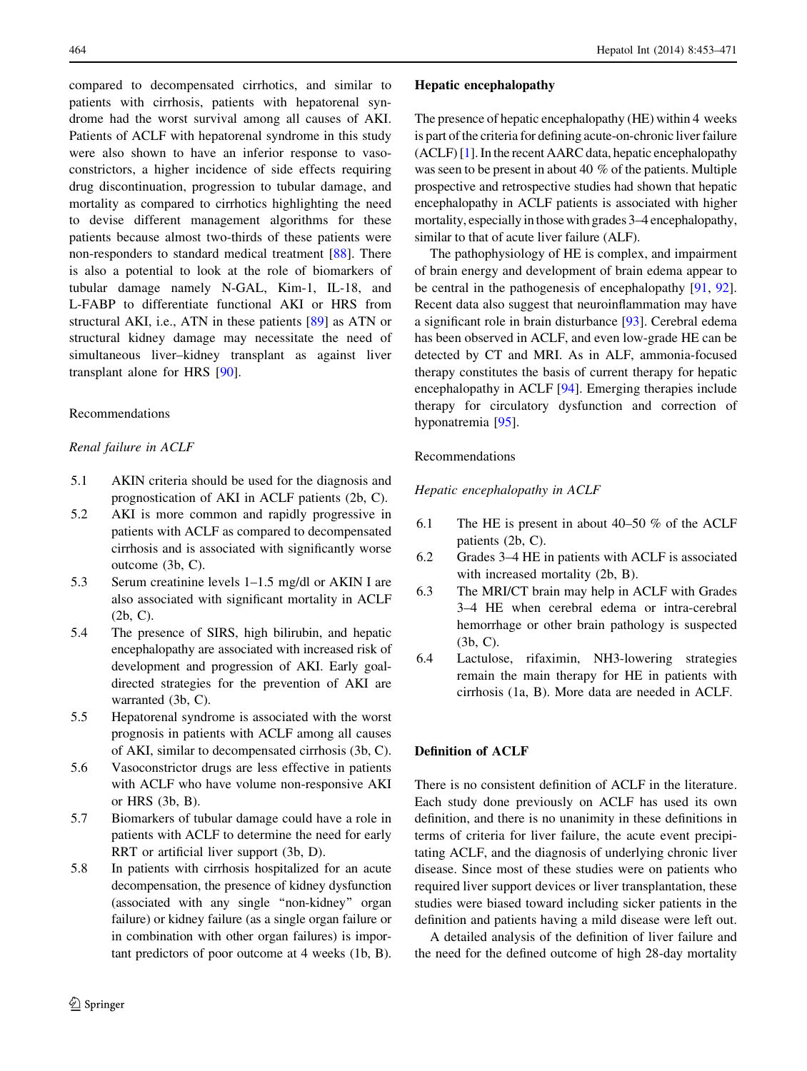compared to decompensated cirrhotics, and similar to patients with cirrhosis, patients with hepatorenal syndrome had the worst survival among all causes of AKI. Patients of ACLF with hepatorenal syndrome in this study were also shown to have an inferior response to vasoconstrictors, a higher incidence of side effects requiring drug discontinuation, progression to tubular damage, and mortality as compared to cirrhotics highlighting the need to devise different management algorithms for these patients because almost two-thirds of these patients were non-responders to standard medical treatment [88]. There is also a potential to look at the role of biomarkers of tubular damage namely N-GAL, Kim-1, IL-18, and L-FABP to differentiate functional AKI or HRS from structural AKI, i.e., ATN in these patients [89] as ATN or structural kidney damage may necessitate the need of simultaneous liver–kidney transplant as against liver transplant alone for HRS [90].

Recommendations

*Renal failure in ACLF*

5.1 AKIN criteria should be used for the diagnosis and prognostication of AKI in ACLF patients (2b, C).

5.2 AKI is more common and rapidly progressive in patients with ACLF as compared to decompensated cirrhosis and is associated with significantly worse outcome (3b, C).

5.3 Serum creatinine levels 1–1.5 mg/dl or AKIN I are also associated with significant mortality in ACLF (2b, C).

5.4 The presence of SIRS, high bilirubin, and hepatic encephalopathy are associated with increased risk of development and progression of AKI. Early goal-directed strategies for the prevention of AKI are warranted (3b, C).

5.5 Hepatorenal syndrome is associated with the worst prognosis in patients with ACLF among all causes of AKI, similar to decompensated cirrhosis (3b, C).

5.6 Vasoconstrictor drugs are less effective in patients with ACLF who have volume non-responsive AKI or HRS (3b, B).

5.7 Biomarkers of tubular damage could have a role in patients with ACLF to determine the need for early RRT or artificial liver support (3b, D).

5.8 In patients with cirrhosis hospitalized for an acute decompensation, the presence of kidney dysfunction (associated with any single "non-kidney" organ failure) or kidney failure (as a single organ failure or in combination with other organ failures) is important predictors of poor outcome at 4 weeks (1b, B).

## Hepatic encephalopathy

The presence of hepatic encephalopathy (HE) within 4 weeks is part of the criteria for defining acute-on-chronic liver failure (ACLF) [1]. In the recent AARC data, hepatic encephalopathy was seen to be present in about 40 % of the patients. Multiple prospective and retrospective studies had shown that hepatic encephalopathy in ACLF patients is associated with higher mortality, especially in those with grades 3–4 encephalopathy, similar to that of acute liver failure (ALF).

The pathophysiology of HE is complex, and impairment of brain energy and development of brain edema appear to be central in the pathogenesis of encephalopathy [91, 92]. Recent data also suggest that neuroinflammation may have a significant role in brain disturbance [93]. Cerebral edema has been observed in ACLF, and even low-grade HE can be detected by CT and MRI. As in ALF, ammonia-focused therapy constitutes the basis of current therapy for hepatic encephalopathy in ACLF [94]. Emerging therapies include therapy for circulatory dysfunction and correction of hyponatremia [95].

Recommendations

*Hepatic encephalopathy in ACLF*

6.1 The HE is present in about 40–50 % of the ACLF patients (2b, C).

6.2 Grades 3–4 HE in patients with ACLF is associated with increased mortality (2b, B).

6.3 The MRI/CT brain may help in ACLF with Grades 3–4 HE when cerebral edema or intra-cerebral hemorrhage or other brain pathology is suspected (3b, C).

6.4 Lactulose, rifaximin, NH3-lowering strategies remain the main therapy for HE in patients with cirrhosis (1a, B). More data are needed in ACLF.

## Definition of ACLF

There is no consistent definition of ACLF in the literature. Each study done previously on ACLF has used its own definition, and there is no unanimity in these definitions in terms of criteria for liver failure, the acute event precipitating ACLF, and the diagnosis of underlying chronic liver disease. Since most of these studies were on patients who required liver support devices or liver transplantation, these studies were biased toward including sicker patients in the definition and patients having a mild disease were left out.

A detailed analysis of the definition of liver failure and the need for the defined outcome of high 28-day mortality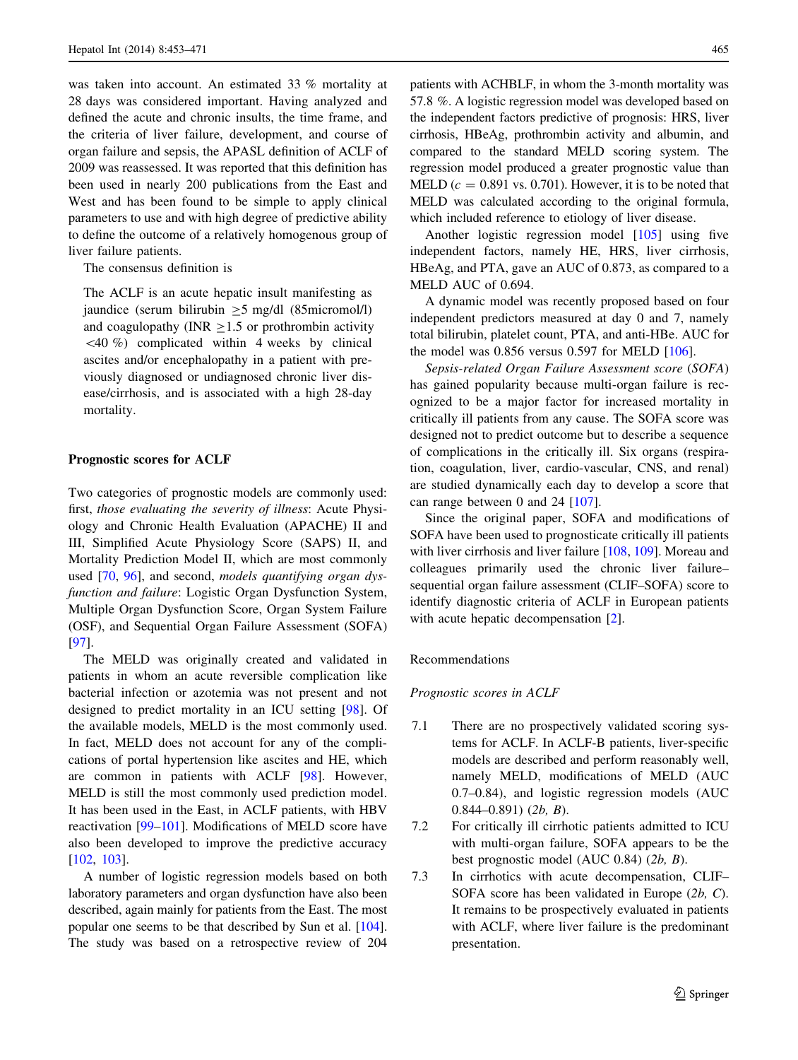was taken into account. An estimated 33 % mortality at 28 days was considered important. Having analyzed and defined the acute and chronic insults, the time frame, and the criteria of liver failure, development, and course of organ failure and sepsis, the APASL definition of ACLF of 2009 was reassessed. It was reported that this definition has been used in nearly 200 publications from the East and West and has been found to be simple to apply clinical parameters to use and with high degree of predictive ability to define the outcome of a relatively homogenous group of liver failure patients.

The consensus definition is

> The ACLF is an acute hepatic insult manifesting as jaundice (serum bilirubin $\geq$5 mg/dl (85micromol/l) and coagulopathy (INR $\geq$1.5 or prothrombin activity <40 %) complicated within 4 weeks by clinical ascites and/or encephalopathy in a patient with previously diagnosed or undiagnosed chronic liver disease/cirrhosis, and is associated with a high 28-day mortality.

## Prognostic scores for ACLF

Two categories of prognostic models are commonly used: first, *those evaluating the severity of illness*: Acute Physiology and Chronic Health Evaluation (APACHE) II and III, Simplified Acute Physiology Score (SAPS) II, and Mortality Prediction Model II, which are most commonly used [70, 96], and second, *models quantifying organ dysfunction and failure*: Logistic Organ Dysfunction System, Multiple Organ Dysfunction Score, Organ System Failure (OSF), and Sequential Organ Failure Assessment (SOFA) [97].

The MELD was originally created and validated in patients in whom an acute reversible complication like bacterial infection or azotemia was not present and not designed to predict mortality in an ICU setting [98]. Of the available models, MELD is the most commonly used. In fact, MELD does not account for any of the complications of portal hypertension like ascites and HE, which are common in patients with ACLF [98]. However, MELD is still the most commonly used prediction model. It has been used in the East, in ACLF patients, with HBV reactivation [99–101]. Modifications of MELD score have also been developed to improve the predictive accuracy [102, 103].

A number of logistic regression models based on both laboratory parameters and organ dysfunction have also been described, again mainly for patients from the East. The most popular one seems to be that described by Sun et al. [104]. The study was based on a retrospective review of 204 patients with ACHBLF, in whom the 3-month mortality was 57.8 %. A logistic regression model was developed based on the independent factors predictive of prognosis: HRS, liver cirrhosis, HBeAg, prothrombin activity and albumin, and compared to the standard MELD scoring system. The regression model produced a greater prognostic value than MELD ($c = 0.891$ vs. 0.701). However, it is to be noted that MELD was calculated according to the original formula, which included reference to etiology of liver disease.

Another logistic regression model [105] using five independent factors, namely HE, HRS, liver cirrhosis, HBeAg, and PTA, gave an AUC of 0.873, as compared to a MELD AUC of 0.694.

A dynamic model was recently proposed based on four independent predictors measured at day 0 and 7, namely total bilirubin, platelet count, PTA, and anti-HBe. AUC for the model was 0.856 versus 0.597 for MELD [106].

*Sepsis-related Organ Failure Assessment score* (*SOFA*) has gained popularity because multi-organ failure is recognized to be a major factor for increased mortality in critically ill patients from any cause. The SOFA score was designed not to predict outcome but to describe a sequence of complications in the critically ill. Six organs (respiration, coagulation, liver, cardio-vascular, CNS, and renal) are studied dynamically each day to develop a score that can range between 0 and 24 [107].

Since the original paper, SOFA and modifications of SOFA have been used to prognosticate critically ill patients with liver cirrhosis and liver failure [108, 109]. Moreau and colleagues primarily used the chronic liver failure–sequential organ failure assessment (CLIF–SOFA) score to identify diagnostic criteria of ACLF in European patients with acute hepatic decompensation [2].

### Recommendations

*Prognostic scores in ACLF*

7.1 There are no prospectively validated scoring systems for ACLF. In ACLF-B patients, liver-specific models are described and perform reasonably well, namely MELD, modifications of MELD (AUC 0.7–0.84), and logistic regression models (AUC 0.844–0.891) (*2b, B*).

7.2 For critically ill cirrhotic patients admitted to ICU with multi-organ failure, SOFA appears to be the best prognostic model (AUC 0.84) (*2b, B*).

7.3 In cirrhotics with acute decompensation, CLIF–SOFA score has been validated in Europe (*2b, C*). It remains to be prospectively evaluated in patients with ACLF, where liver failure is the predominant presentation.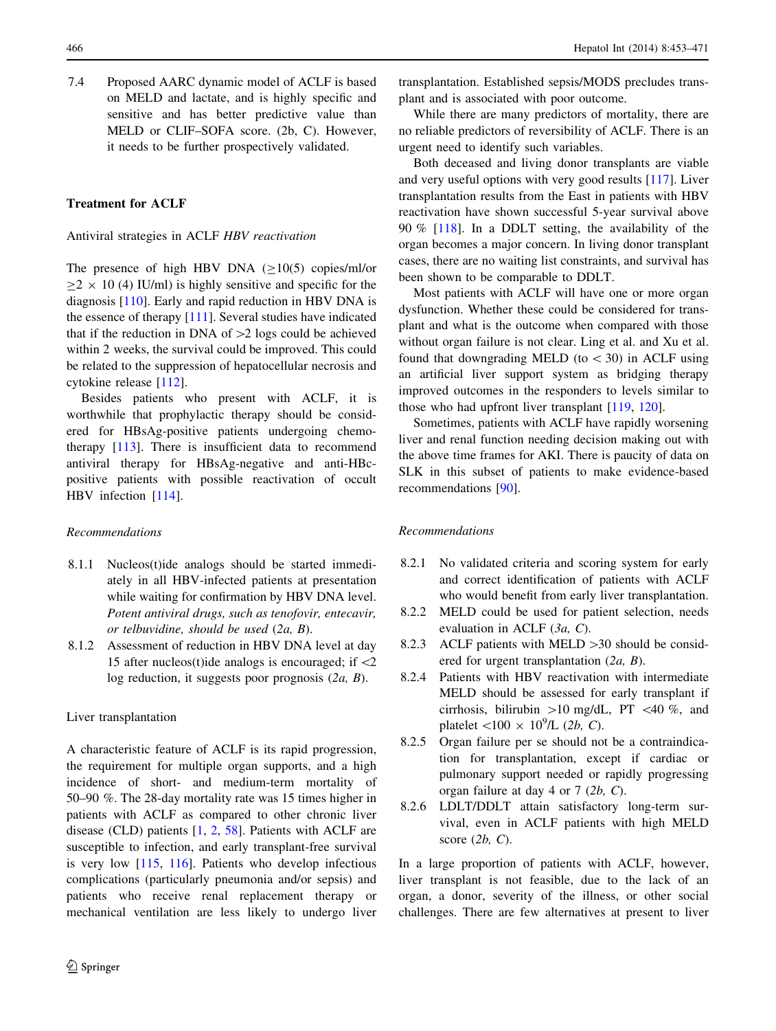7.4 Proposed AARC dynamic model of ACLF is based on MELD and lactate, and is highly specific and sensitive and has better predictive value than MELD or CLIF–SOFA score. (2b, C). However, it needs to be further prospectively validated.

## Treatment for ACLF

### Antiviral strategies in ACLF *HBV reactivation*

The presence of high HBV DNA ($\geq$10(5) copies/ml/or $\geq 2 \times 10$ (4) IU/ml) is highly sensitive and specific for the diagnosis [110]. Early and rapid reduction in HBV DNA is the essence of therapy [111]. Several studies have indicated that if the reduction in DNA of >2 logs could be achieved within 2 weeks, the survival could be improved. This could be related to the suppression of hepatocellular necrosis and cytokine release [112].

Besides patients who present with ACLF, it is worthwhile that prophylactic therapy should be considered for HBsAg-positive patients undergoing chemotherapy [113]. There is insufficient data to recommend antiviral therapy for HBsAg-negative and anti-HBc-positive patients with possible reactivation of occult HBV infection [114].

*Recommendations*

8.1.1 Nucleos(t)ide analogs should be started immediately in all HBV-infected patients at presentation while waiting for confirmation by HBV DNA level. *Potent antiviral drugs, such as tenofovir, entecavir, or telbuvidine, should be used* (*2a, B*).

8.1.2 Assessment of reduction in HBV DNA level at day 15 after nucleos(t)ide analogs is encouraged; if <2 log reduction, it suggests poor prognosis (*2a, B*).

### Liver transplantation

A characteristic feature of ACLF is its rapid progression, the requirement for multiple organ supports, and a high incidence of short- and medium-term mortality of 50–90 %. The 28-day mortality rate was 15 times higher in patients with ACLF as compared to other chronic liver disease (CLD) patients [1, 2, 58]. Patients with ACLF are susceptible to infection, and early transplant-free survival is very low [115, 116]. Patients who develop infectious complications (particularly pneumonia and/or sepsis) and patients who receive renal replacement therapy or mechanical ventilation are less likely to undergo liver transplantation. Established sepsis/MODS precludes transplant and is associated with poor outcome.

While there are many predictors of mortality, there are no reliable predictors of reversibility of ACLF. There is an urgent need to identify such variables.

Both deceased and living donor transplants are viable and very useful options with very good results [117]. Liver transplantation results from the East in patients with HBV reactivation have shown successful 5-year survival above 90 % [118]. In a DDLT setting, the availability of the organ becomes a major concern. In living donor transplant cases, there are no waiting list constraints, and survival has been shown to be comparable to DDLT.

Most patients with ACLF will have one or more organ dysfunction. Whether these could be considered for transplant and what is the outcome when compared with those without organ failure is not clear. Ling et al. and Xu et al. found that downgrading MELD (to < 30) in ACLF using an artificial liver support system as bridging therapy improved outcomes in the responders to levels similar to those who had upfront liver transplant [119, 120].

Sometimes, patients with ACLF have rapidly worsening liver and renal function needing decision making out with the above time frames for AKI. There is paucity of data on SLK in this subset of patients to make evidence-based recommendations [90].

*Recommendations*

8.2.1 No validated criteria and scoring system for early and correct identification of patients with ACLF who would benefit from early liver transplantation.

8.2.2 MELD could be used for patient selection, needs evaluation in ACLF (*3a, C*).

8.2.3 ACLF patients with MELD >30 should be considered for urgent transplantation (*2a, B*).

8.2.4 Patients with HBV reactivation with intermediate MELD should be assessed for early transplant if cirrhosis, bilirubin >10 mg/dL, PT <40 %, and platelet $<100 \times 10^9$/L (*2b, C*).

8.2.5 Organ failure per se should not be a contraindication for transplantation, except if cardiac or pulmonary support needed or rapidly progressing organ failure at day 4 or 7 (*2b, C*).

8.2.6 LDLT/DDLT attain satisfactory long-term survival, even in ACLF patients with high MELD score (*2b, C*).

In a large proportion of patients with ACLF, however, liver transplant is not feasible, due to the lack of an organ, a donor, severity of the illness, or other social challenges. There are few alternatives at present to liver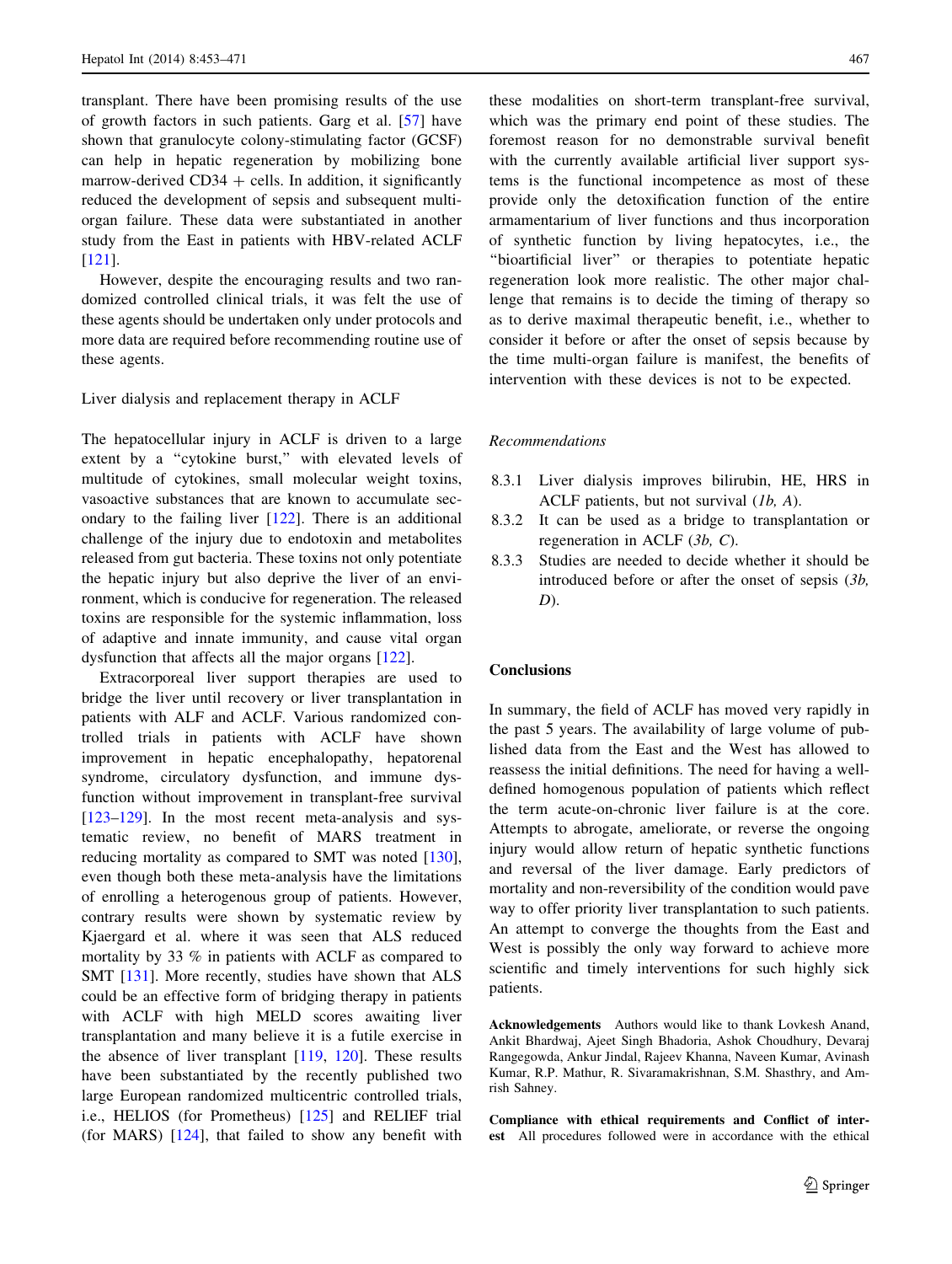transplant. There have been promising results of the use of growth factors in such patients. Garg et al. [57] have shown that granulocyte colony-stimulating factor (GCSF) can help in hepatic regeneration by mobilizing bone marrow-derived CD34 + cells. In addition, it significantly reduced the development of sepsis and subsequent multi-organ failure. These data were substantiated in another study from the East in patients with HBV-related ACLF [121].

However, despite the encouraging results and two randomized controlled clinical trials, it was felt the use of these agents should be undertaken only under protocols and more data are required before recommending routine use of these agents.

Liver dialysis and replacement therapy in ACLF

The hepatocellular injury in ACLF is driven to a large extent by a "cytokine burst," with elevated levels of multitude of cytokines, small molecular weight toxins, vasoactive substances that are known to accumulate secondary to the failing liver [122]. There is an additional challenge of the injury due to endotoxin and metabolites released from gut bacteria. These toxins not only potentiate the hepatic injury but also deprive the liver of an environment, which is conducive for regeneration. The released toxins are responsible for the systemic inflammation, loss of adaptive and innate immunity, and cause vital organ dysfunction that affects all the major organs [122].

Extracorporeal liver support therapies are used to bridge the liver until recovery or liver transplantation in patients with ALF and ACLF. Various randomized controlled trials in patients with ACLF have shown improvement in hepatic encephalopathy, hepatorenal syndrome, circulatory dysfunction, and immune dysfunction without improvement in transplant-free survival [123–129]. In the most recent meta-analysis and systematic review, no benefit of MARS treatment in reducing mortality as compared to SMT was noted [130], even though both these meta-analysis have the limitations of enrolling a heterogenous group of patients. However, contrary results were shown by systematic review by Kjaergard et al. where it was seen that ALS reduced mortality by 33 % in patients with ACLF as compared to SMT [131]. More recently, studies have shown that ALS could be an effective form of bridging therapy in patients with ACLF with high MELD scores awaiting liver transplantation and many believe it is a futile exercise in the absence of liver transplant [119, 120]. These results have been substantiated by the recently published two large European randomized multicentric controlled trials, i.e., HELIOS (for Prometheus) [125] and RELIEF trial (for MARS) [124], that failed to show any benefit with these modalities on short-term transplant-free survival, which was the primary end point of these studies. The foremost reason for no demonstrable survival benefit with the currently available artificial liver support systems is the functional incompetence as most of these provide only the detoxification function of the entire armamentarium of liver functions and thus incorporation of synthetic function by living hepatocytes, i.e., the "bioartificial liver" or therapies to potentiate hepatic regeneration look more realistic. The other major challenge that remains is to decide the timing of therapy so as to derive maximal therapeutic benefit, i.e., whether to consider it before or after the onset of sepsis because by the time multi-organ failure is manifest, the benefits of intervention with these devices is not to be expected.

*Recommendations*

8.3.1 Liver dialysis improves bilirubin, HE, HRS in ACLF patients, but not survival (*1b, A*).

8.3.2 It can be used as a bridge to transplantation or regeneration in ACLF (*3b, C*).

8.3.3 Studies are needed to decide whether it should be introduced before or after the onset of sepsis (*3b, D*).

## Conclusions

In summary, the field of ACLF has moved very rapidly in the past 5 years. The availability of large volume of published data from the East and the West has allowed to reassess the initial definitions. The need for having a well-defined homogenous population of patients which reflect the term acute-on-chronic liver failure is at the core. Attempts to abrogate, ameliorate, or reverse the ongoing injury would allow return of hepatic synthetic functions and reversal of the liver damage. Early predictors of mortality and non-reversibility of the condition would pave way to offer priority liver transplantation to such patients. An attempt to converge the thoughts from the East and West is possibly the only way forward to achieve more scientific and timely interventions for such highly sick patients.

**Acknowledgements** Authors would like to thank Lovkesh Anand, Ankit Bhardwaj, Ajeet Singh Bhadoria, Ashok Choudhury, Devaraj Rangegowda, Ankur Jindal, Rajeev Khanna, Naveen Kumar, Avinash Kumar, R.P. Mathur, R. Sivaramakrishnan, S.M. Shasthry, and Amrish Sahney.

**Compliance with ethical requirements and Conflict of interest** All procedures followed were in accordance with the ethical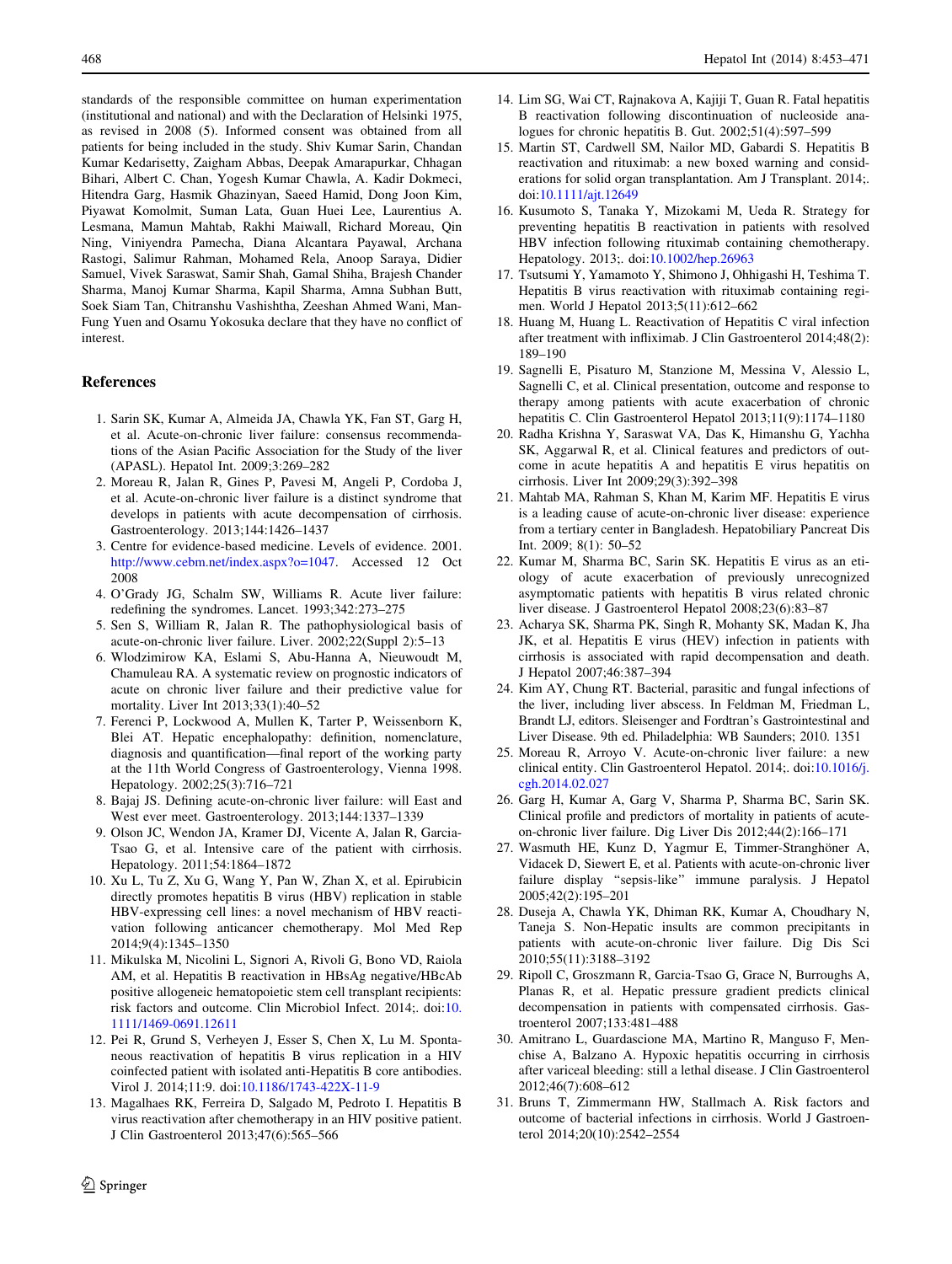standards of the responsible committee on human experimentation (institutional and national) and with the Declaration of Helsinki 1975, as revised in 2008 (5). Informed consent was obtained from all patients for being included in the study. Shiv Kumar Sarin, Chandan Kumar Kedarisetty, Zaigham Abbas, Deepak Amarapurkar, Chhagan Bihari, Albert C. Chan, Yogesh Kumar Chawla, A. Kadir Dokmeci, Hitendra Garg, Hasmik Ghazinyan, Saeed Hamid, Dong Joon Kim, Piyawat Komolmit, Suman Lata, Guan Huei Lee, Laurentius A. Lesmana, Mamun Mahtab, Rakhi Maiwall, Richard Moreau, Qin Ning, Viniyendra Pamecha, Diana Alcantara Payawal, Archana Rastogi, Salimur Rahman, Mohamed Rela, Anoop Saraya, Didier Samuel, Vivek Saraswat, Samir Shah, Gamal Shiha, Brajesh Chander Sharma, Manoj Kumar Sharma, Kapil Sharma, Amna Subhan Butt, Soek Siam Tan, Chitranshu Vashishtha, Zeeshan Ahmed Wani, Man-Fung Yuen and Osamu Yokosuka declare that they have no conflict of interest.

## References

1. Sarin SK, Kumar A, Almeida JA, Chawla YK, Fan ST, Garg H, et al. Acute-on-chronic liver failure: consensus recommendations of the Asian Pacific Association for the Study of the liver (APASL). Hepatol Int. 2009;3:269–282
2. Moreau R, Jalan R, Gines P, Pavesi M, Angeli P, Cordoba J, et al. Acute-on-chronic liver failure is a distinct syndrome that develops in patients with acute decompensation of cirrhosis. Gastroenterology. 2013;144:1426–1437
3. Centre for evidence-based medicine. Levels of evidence. 2001. http://www.cebm.net/index.aspx?o=1047. Accessed 12 Oct 2008
4. O'Grady JG, Schalm SW, Williams R. Acute liver failure: redefining the syndromes. Lancet. 1993;342:273–275
5. Sen S, William R, Jalan R. The pathophysiological basis of acute-on-chronic liver failure. Liver. 2002;22(Suppl 2):5–13
6. Wlodzimirow KA, Eslami S, Abu-Hanna A, Nieuwoudt M, Chamuleau RA. A systematic review on prognostic indicators of acute on chronic liver failure and their predictive value for mortality. Liver Int 2013;33(1):40–52
7. Ferenci P, Lockwood A, Mullen K, Tarter P, Weissenborn K, Blei AT. Hepatic encephalopathy: definition, nomenclature, diagnosis and quantification—final report of the working party at the 11th World Congress of Gastroenterology, Vienna 1998. Hepatology. 2002;25(3):716–721
8. Bajaj JS. Defining acute-on-chronic liver failure: will East and West ever meet. Gastroenterology. 2013;144:1337–1339
9. Olson JC, Wendon JA, Kramer DJ, Vicente A, Jalan R, Garcia-Tsao G, et al. Intensive care of the patient with cirrhosis. Hepatology. 2011;54:1864–1872
10. Xu L, Tu Z, Xu G, Wang Y, Pan W, Zhan X, et al. Epirubicin directly promotes hepatitis B virus (HBV) replication in stable HBV-expressing cell lines: a novel mechanism of HBV reactivation following anticancer chemotherapy. Mol Med Rep 2014;9(4):1345–1350
11. Mikulska M, Nicolini L, Signori A, Rivoli G, Bono VD, Raiola AM, et al. Hepatitis B reactivation in HBsAg negative/HBcAb positive allogeneic hematopoietic stem cell transplant recipients: risk factors and outcome. Clin Microbiol Infect. 2014;. doi:10.1111/1469-0691.12611
12. Pei R, Grund S, Verheyen J, Esser S, Chen X, Lu M. Spontaneous reactivation of hepatitis B virus replication in a HIV coinfected patient with isolated anti-Hepatitis B core antibodies. Virol J. 2014;11:9. doi:10.1186/1743-422X-11-9
13. Magalhaes RK, Ferreira D, Salgado M, Pedroto I. Hepatitis B virus reactivation after chemotherapy in an HIV positive patient. J Clin Gastroenterol 2013;47(6):565–566
14. Lim SG, Wai CT, Rajnakova A, Kajiji T, Guan R. Fatal hepatitis B reactivation following discontinuation of nucleoside analogues for chronic hepatitis B. Gut. 2002;51(4):597–599
15. Martin ST, Cardwell SM, Nailor MD, Gabardi S. Hepatitis B reactivation and rituximab: a new boxed warning and considerations for solid organ transplantation. Am J Transplant. 2014;. doi:10.1111/ajt.12649
16. Kusumoto S, Tanaka Y, Mizokami M, Ueda R. Strategy for preventing hepatitis B reactivation in patients with resolved HBV infection following rituximab containing chemotherapy. Hepatology. 2013;. doi:10.1002/hep.26963
17. Tsutsumi Y, Yamamoto Y, Shimono J, Ohhigashi H, Teshima T. Hepatitis B virus reactivation with rituximab containing regimen. World J Hepatol 2013;5(11):612–662
18. Huang M, Huang L. Reactivation of Hepatitis C viral infection after treatment with infliximab. J Clin Gastroenterol 2014;48(2): 189–190
19. Sagnelli E, Pisaturo M, Stanzione M, Messina V, Alessio L, Sagnelli C, et al. Clinical presentation, outcome and response to therapy among patients with acute exacerbation of chronic hepatitis C. Clin Gastroenterol Hepatol 2013;11(9):1174–1180
20. Radha Krishna Y, Saraswat VA, Das K, Himanshu G, Yachha SK, Aggarwal R, et al. Clinical features and predictors of outcome in acute hepatitis A and hepatitis E virus hepatitis on cirrhosis. Liver Int 2009;29(3):392–398
21. Mahtab MA, Rahman S, Khan M, Karim MF. Hepatitis E virus is a leading cause of acute-on-chronic liver disease: experience from a tertiary center in Bangladesh. Hepatobiliary Pancreat Dis Int. 2009; 8(1): 50–52
22. Kumar M, Sharma BC, Sarin SK. Hepatitis E virus as an etiology of acute exacerbation of previously unrecognized asymptomatic patients with hepatitis B virus related chronic liver disease. J Gastroenterol Hepatol 2008;23(6):83–87
23. Acharya SK, Sharma PK, Singh R, Mohanty SK, Madan K, Jha JK, et al. Hepatitis E virus (HEV) infection in patients with cirrhosis is associated with rapid decompensation and death. J Hepatol 2007;46:387–394
24. Kim AY, Chung RT. Bacterial, parasitic and fungal infections of the liver, including liver abscess. In Feldman M, Friedman L, Brandt LJ, editors. Sleisenger and Fordtran's Gastrointestinal and Liver Disease. 9th ed. Philadelphia: WB Saunders; 2010. 1351
25. Moreau R, Arroyo V. Acute-on-chronic liver failure: a new clinical entity. Clin Gastroenterol Hepatol. 2014;. doi:10.1016/j.cgh.2014.02.027
26. Garg H, Kumar A, Garg V, Sharma P, Sharma BC, Sarin SK. Clinical profile and predictors of mortality in patients of acute-on-chronic liver failure. Dig Liver Dis 2012;44(2):166–171
27. Wasmuth HE, Kunz D, Yagmur E, Timmer-Stranghöner A, Vidacek D, Siewert E, et al. Patients with acute-on-chronic liver failure display "sepsis-like" immune paralysis. J Hepatol 2005;42(2):195–201
28. Duseja A, Chawla YK, Dhiman RK, Kumar A, Choudhary N, Taneja S. Non-Hepatic insults are common precipitants in patients with acute-on-chronic liver failure. Dig Dis Sci 2010;55(11):3188–3192
29. Ripoll C, Groszmann R, Garcia-Tsao G, Grace N, Burroughs A, Planas R, et al. Hepatic pressure gradient predicts clinical decompensation in patients with compensated cirrhosis. Gastroenterol 2007;133:481–488
30. Amitrano L, Guardascione MA, Martino R, Manguso F, Menchise A, Balzano A. Hypoxic hepatitis occurring in cirrhosis after variceal bleeding: still a lethal disease. J Clin Gastroenterol 2012;46(7):608–612
31. Bruns T, Zimmermann HW, Stallmach A. Risk factors and outcome of bacterial infections in cirrhosis. World J Gastroenterol 2014;20(10):2542–2554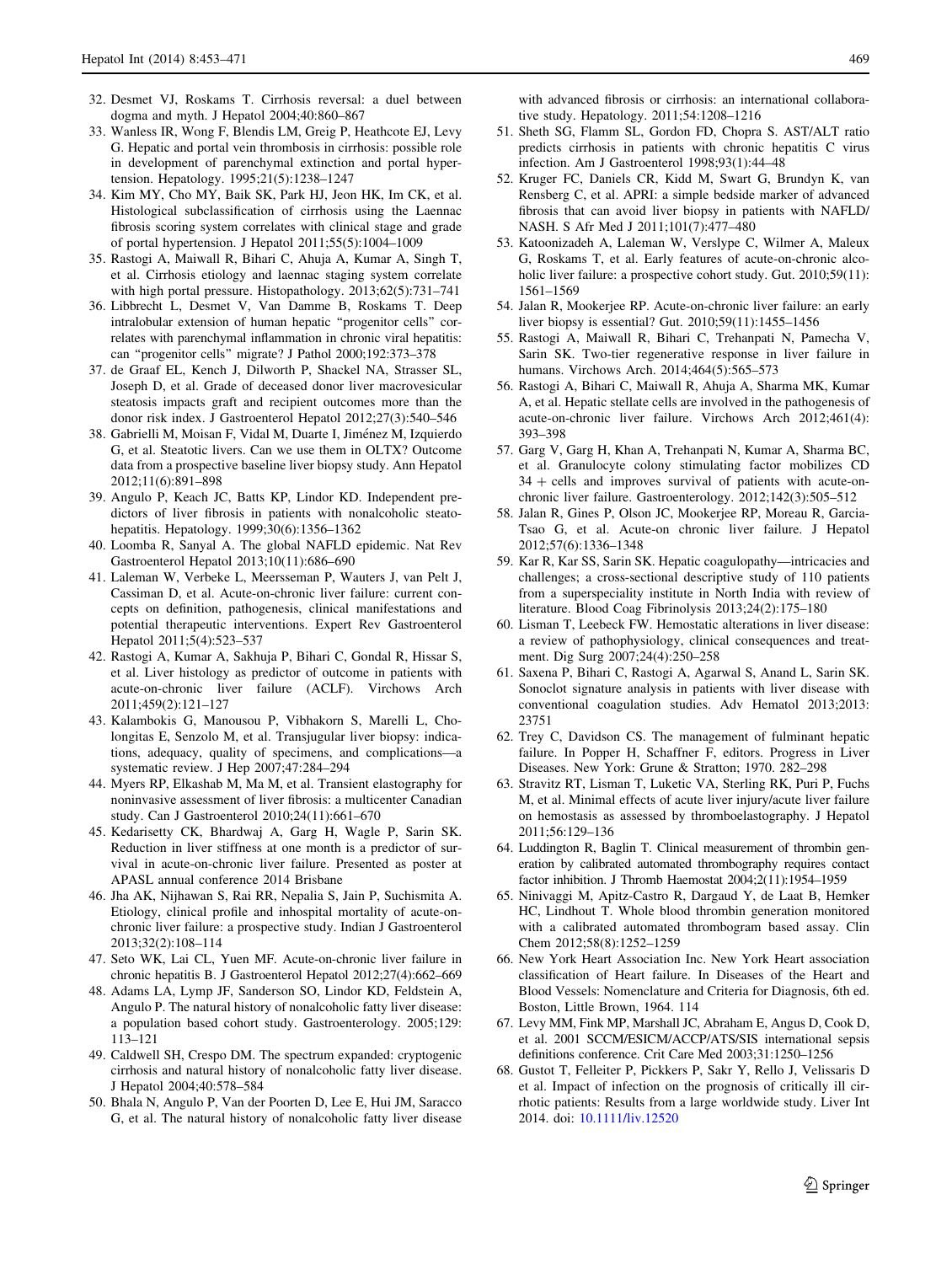32. Desmet VJ, Roskams T. Cirrhosis reversal: a duel between dogma and myth. J Hepatol 2004;40:860–867
33. Wanless IR, Wong F, Blendis LM, Greig P, Heathcote EJ, Levy G. Hepatic and portal vein thrombosis in cirrhosis: possible role in development of parenchymal extinction and portal hypertension. Hepatology. 1995;21(5):1238–1247
34. Kim MY, Cho MY, Baik SK, Park HJ, Jeon HK, Im CK, et al. Histological subclassification of cirrhosis using the Laennac fibrosis scoring system correlates with clinical stage and grade of portal hypertension. J Hepatol 2011;55(5):1004–1009
35. Rastogi A, Maiwall R, Bihari C, Ahuja A, Kumar A, Singh T, et al. Cirrhosis etiology and laennac staging system correlate with high portal pressure. Histopathology. 2013;62(5):731–741
36. Libbrecht L, Desmet V, Van Damme B, Roskams T. Deep intralobular extension of human hepatic "progenitor cells" correlates with parenchymal inflammation in chronic viral hepatitis: can "progenitor cells" migrate? J Pathol 2000;192:373–378
37. de Graaf EL, Kench J, Dilworth P, Shackel NA, Strasser SL, Joseph D, et al. Grade of deceased donor liver macrovesicular steatosis impacts graft and recipient outcomes more than the donor risk index. J Gastroenterol Hepatol 2012;27(3):540–546
38. Gabrielli M, Moisan F, Vidal M, Duarte I, Jiménez M, Izquierdo G, et al. Steatotic livers. Can we use them in OLTX? Outcome data from a prospective baseline liver biopsy study. Ann Hepatol 2012;11(6):891–898
39. Angulo P, Keach JC, Batts KP, Lindor KD. Independent predictors of liver fibrosis in patients with nonalcoholic steatohepatitis. Hepatology. 1999;30(6):1356–1362
40. Loomba R, Sanyal A. The global NAFLD epidemic. Nat Rev Gastroenterol Hepatol 2013;10(11):686–690
41. Laleman W, Verbeke L, Meersseman P, Wauters J, van Pelt J, Cassiman D, et al. Acute-on-chronic liver failure: current concepts on definition, pathogenesis, clinical manifestations and potential therapeutic interventions. Expert Rev Gastroenterol Hepatol 2011;5(4):523–537
42. Rastogi A, Kumar A, Sakhuja P, Bihari C, Gondal R, Hissar S, et al. Liver histology as predictor of outcome in patients with acute-on-chronic liver failure (ACLF). Virchows Arch 2011;459(2):121–127
43. Kalambokis G, Manousou P, Vibhakorn S, Marelli L, Cholongitas E, Senzolo M, et al. Transjugular liver biopsy: indications, adequacy, quality of specimens, and complications—a systematic review. J Hep 2007;47:284–294
44. Myers RP, Elkashab M, Ma M, et al. Transient elastography for noninvasive assessment of liver fibrosis: a multicenter Canadian study. Can J Gastroenterol 2010;24(11):661–670
45. Kedarisetty CK, Bhardwaj A, Garg H, Wagle P, Sarin SK. Reduction in liver stiffness at one month is a predictor of survival in acute-on-chronic liver failure. Presented as poster at APASL annual conference 2014 Brisbane
46. Jha AK, Nijhawan S, Rai RR, Nepalia S, Jain P, Suchismita A. Etiology, clinical profile and inhospital mortality of acute-on-chronic liver failure: a prospective study. Indian J Gastroenterol 2013;32(2):108–114
47. Seto WK, Lai CL, Yuen MF. Acute-on-chronic liver failure in chronic hepatitis B. J Gastroenterol Hepatol 2012;27(4):662–669
48. Adams LA, Lymp JF, Sanderson SO, Lindor KD, Feldstein A, Angulo P. The natural history of nonalcoholic fatty liver disease: a population based cohort study. Gastroenterology. 2005;129:113–121
49. Caldwell SH, Crespo DM. The spectrum expanded: cryptogenic cirrhosis and natural history of nonalcoholic fatty liver disease. J Hepatol 2004;40:578–584
50. Bhala N, Angulo P, Van der Poorten D, Lee E, Hui JM, Saracco G, et al. The natural history of nonalcoholic fatty liver disease with advanced fibrosis or cirrhosis: an international collaborative study. Hepatology. 2011;54:1208–1216
51. Sheth SG, Flamm SL, Gordon FD, Chopra S. AST/ALT ratio predicts cirrhosis in patients with chronic hepatitis C virus infection. Am J Gastroenterol 1998;93(1):44–48
52. Kruger FC, Daniels CR, Kidd M, Swart G, Brundyn K, van Rensberg C, et al. APRI: a simple bedside marker of advanced fibrosis that can avoid liver biopsy in patients with NAFLD/NASH. S Afr Med J 2011;101(7):477–480
53. Katoonizadeh A, Laleman W, Verslype C, Wilmer A, Maleux G, Roskams T, et al. Early features of acute-on-chronic alcoholic liver failure: a prospective cohort study. Gut. 2010;59(11):1561–1569
54. Jalan R, Mookerjee RP. Acute-on-chronic liver failure: an early liver biopsy is essential? Gut. 2010;59(11):1455–1456
55. Rastogi A, Maiwall R, Bihari C, Trehanpati N, Pamecha V, Sarin SK. Two-tier regenerative response in liver failure in humans. Virchows Arch. 2014;464(5):565–573
56. Rastogi A, Bihari C, Maiwall R, Ahuja A, Sharma MK, Kumar A, et al. Hepatic stellate cells are involved in the pathogenesis of acute-on-chronic liver failure. Virchows Arch 2012;461(4):393–398
57. Garg V, Garg H, Khan A, Trehanpati N, Kumar A, Sharma BC, et al. Granulocyte colony stimulating factor mobilizes CD 34 + cells and improves survival of patients with acute-on-chronic liver failure. Gastroenterology. 2012;142(3):505–512
58. Jalan R, Gines P, Olson JC, Mookerjee RP, Moreau R, Garcia-Tsao G, et al. Acute-on chronic liver failure. J Hepatol 2012;57(6):1336–1348
59. Kar R, Kar SS, Sarin SK. Hepatic coagulopathy—intricacies and challenges; a cross-sectional descriptive study of 110 patients from a superspeciality institute in North India with review of literature. Blood Coag Fibrinolysis 2013;24(2):175–180
60. Lisman T, Leebeck FW. Hemostatic alterations in liver disease: a review of pathophysiology, clinical consequences and treatment. Dig Surg 2007;24(4):250–258
61. Saxena P, Bihari C, Rastogi A, Agarwal S, Anand L, Sarin SK. Sonoclot signature analysis in patients with liver disease with conventional coagulation studies. Adv Hematol 2013;2013:23751
62. Trey C, Davidson CS. The management of fulminant hepatic failure. In Popper H, Schaffner F, editors. Progress in Liver Diseases. New York: Grune & Stratton; 1970. 282–298
63. Stravitz RT, Lisman T, Luketic VA, Sterling RK, Puri P, Fuchs M, et al. Minimal effects of acute liver injury/acute liver failure on hemostasis as assessed by thromboelastography. J Hepatol 2011;56:129–136
64. Luddington R, Baglin T. Clinical measurement of thrombin generation by calibrated automated thrombography requires contact factor inhibition. J Thromb Haemostat 2004;2(11):1954–1959
65. Ninivaggi M, Apitz-Castro R, Dargaud Y, de Laat B, Hemker HC, Lindhout T. Whole blood thrombin generation monitored with a calibrated automated thrombogram based assay. Clin Chem 2012;58(8):1252–1259
66. New York Heart Association Inc. New York Heart association classification of Heart failure. In Diseases of the Heart and Blood Vessels: Nomenclature and Criteria for Diagnosis, 6th ed. Boston, Little Brown, 1964. 114
67. Levy MM, Fink MP, Marshall JC, Abraham E, Angus D, Cook D, et al. 2001 SCCM/ESICM/ACCP/ATS/SIS international sepsis definitions conference. Crit Care Med 2003;31:1250–1256
68. Gustot T, Felleiter P, Pickkers P, Sakr Y, Rello J, Velissaris D et al. Impact of infection on the prognosis of critically ill cirrhotic patients: Results from a large worldwide study. Liver Int 2014. doi: 10.1111/liv.12520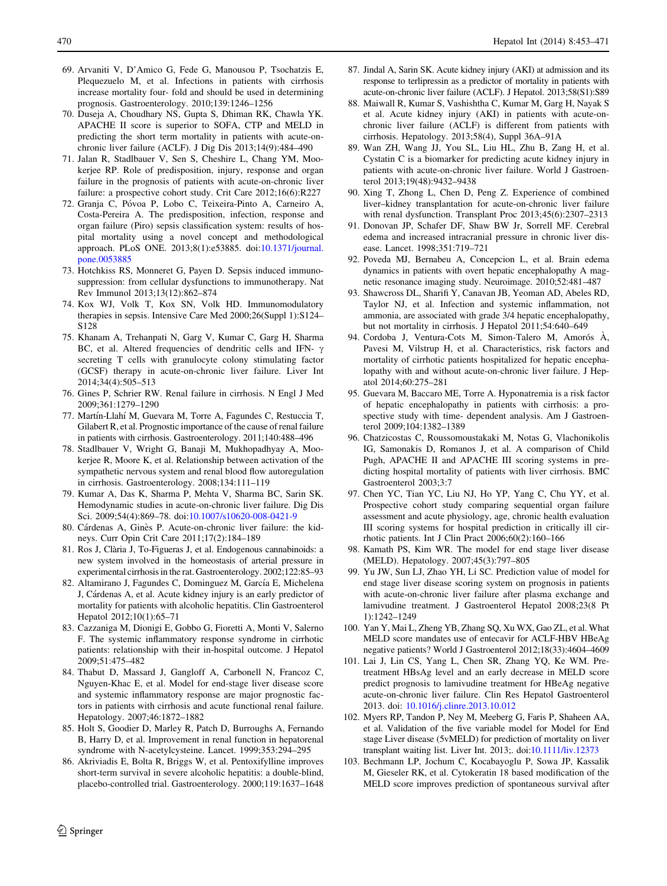69. Arvaniti V, D'Amico G, Fede G, Manousou P, Tsochatzis E, Plequezuelo M, et al. Infections in patients with cirrhosis increase mortality four- fold and should be used in determining prognosis. Gastroenterology. 2010;139:1246–1256
70. Duseja A, Choudhary NS, Gupta S, Dhiman RK, Chawla YK. APACHE II score is superior to SOFA, CTP and MELD in predicting the short term mortality in patients with acute-on-chronic liver failure (ACLF). J Dig Dis 2013;14(9):484–490
71. Jalan R, Stadlbauer V, Sen S, Cheshire L, Chang YM, Mookerjee RP. Role of predisposition, injury, response and organ failure in the prognosis of patients with acute-on-chronic liver failure: a prospective cohort study. Crit Care 2012;16(6):R227
72. Granja C, Póvoa P, Lobo C, Teixeira-Pinto A, Carneiro A, Costa-Pereira A. The predisposition, infection, response and organ failure (Piro) sepsis classification system: results of hospital mortality using a novel concept and methodological approach. PLoS ONE. 2013;8(1):e53885. doi:10.1371/journal.pone.0053885
73. Hotchkiss RS, Monneret G, Payen D. Sepsis induced immunosuppression: from cellular dysfunctions to immunotherapy. Nat Rev Immunol 2013;13(12):862–874
74. Kox WJ, Volk T, Kox SN, Volk HD. Immunomodulatory therapies in sepsis. Intensive Care Med 2000;26(Suppl 1):S124–S128
75. Khanam A, Trehanpati N, Garg V, Kumar C, Garg H, Sharma BC, et al. Altered frequencies of dendritic cells and IFN- $\gamma$ secreting T cells with granulocyte colony stimulating factor (GCSF) therapy in acute-on-chronic liver failure. Liver Int 2014;34(4):505–513
76. Gines P, Schrier RW. Renal failure in cirrhosis. N Engl J Med 2009;361:1279–1290
77. Martín-Llahí M, Guevara M, Torre A, Fagundes C, Restuccia T, Gilabert R, et al. Prognostic importance of the cause of renal failure in patients with cirrhosis. Gastroenterology. 2011;140:488–496
78. Stadlbauer V, Wright G, Banaji M, Mukhopadhyay A, Mookerjee R, Moore K, et al. Relationship between activation of the sympathetic nervous system and renal blood flow autoregulation in cirrhosis. Gastroenterology. 2008;134:111–119
79. Kumar A, Das K, Sharma P, Mehta V, Sharma BC, Sarin SK. Hemodynamic studies in acute-on-chronic liver failure. Dig Dis Sci. 2009;54(4):869–78. doi:10.1007/s10620-008-0421-9
80. Cárdenas A, Ginès P. Acute-on-chronic liver failure: the kidneys. Curr Opin Crit Care 2011;17(2):184–189
81. Ros J, Clària J, To-Figueras J, et al. Endogenous cannabinoids: a new system involved in the homeostasis of arterial pressure in experimental cirrhosis in the rat. Gastroenterology. 2002;122:85–93
82. Altamirano J, Fagundes C, Dominguez M, García E, Michelena J, Cárdenas A, et al. Acute kidney injury is an early predictor of mortality for patients with alcoholic hepatitis. Clin Gastroenterol Hepatol 2012;10(1):65–71
83. Cazzaniga M, Dionigi E, Gobbo G, Fioretti A, Monti V, Salerno F. The systemic inflammatory response syndrome in cirrhotic patients: relationship with their in-hospital outcome. J Hepatol 2009;51:475–482
84. Thabut D, Massard J, Gangloff A, Carbonell N, Francoz C, Nguyen-Khac E, et al. Model for end-stage liver disease score and systemic inflammatory response are major prognostic factors in patients with cirrhosis and acute functional renal failure. Hepatology. 2007;46:1872–1882
85. Holt S, Goodier D, Marley R, Patch D, Burroughs A, Fernando B, Harry D, et al. Improvement in renal function in hepatorenal syndrome with N-acetylcysteine. Lancet. 1999;353:294–295
86. Akriviadis E, Bolta R, Briggs W, et al. Pentoxifylline improves short-term survival in severe alcoholic hepatitis: a double-blind, placebo-controlled trial. Gastroenterology. 2000;119:1637–1648
87. Jindal A, Sarin SK. Acute kidney injury (AKI) at admission and its response to terlipressin as a predictor of mortality in patients with acute-on-chronic liver failure (ACLF). J Hepatol. 2013;58(S1):S89
88. Maiwall R, Kumar S, Vashishtha C, Kumar M, Garg H, Nayak S et al. Acute kidney injury (AKI) in patients with acute-on-chronic liver failure (ACLF) is different from patients with cirrhosis. Hepatology. 2013;58(4), Suppl 36A–91A
89. Wan ZH, Wang JJ, You SL, Liu HL, Zhu B, Zang H, et al. Cystatin C is a biomarker for predicting acute kidney injury in patients with acute-on-chronic liver failure. World J Gastroenterol 2013;19(48):9432–9438
90. Xing T, Zhong L, Chen D, Peng Z. Experience of combined liver–kidney transplantation for acute-on-chronic liver failure with renal dysfunction. Transplant Proc 2013;45(6):2307–2313
91. Donovan JP, Schafer DF, Shaw BW Jr, Sorrell MF. Cerebral edema and increased intracranial pressure in chronic liver disease. Lancet. 1998;351:719–721
92. Poveda MJ, Bernabeu A, Concepcion L, et al. Brain edema dynamics in patients with overt hepatic encephalopathy A magnetic resonance imaging study. Neuroimage. 2010;52:481–487
93. Shawcross DL, Sharifi Y, Canavan JB, Yeoman AD, Abeles RD, Taylor NJ, et al. Infection and systemic inflammation, not ammonia, are associated with grade 3/4 hepatic encephalopathy, but not mortality in cirrhosis. J Hepatol 2011;54:640–649
94. Cordoba J, Ventura-Cots M, Simon-Talero M, Amorós À, Pavesi M, Vilstrup H, et al. Characteristics, risk factors and mortality of cirrhotic patients hospitalized for hepatic encephalopathy with and without acute-on-chronic liver failure. J Hepatol 2014;60:275–281
95. Guevara M, Baccaro ME, Torre A. Hyponatremia is a risk factor of hepatic encephalopathy in patients with cirrhosis: a prospective study with time- dependent analysis. Am J Gastroenterol 2009;104:1382–1389
96. Chatzicostas C, Roussomoustakaki M, Notas G, Vlachonikolis IG, Samonakis D, Romanos J, et al. A comparison of Child Pugh, APACHE II and APACHE III scoring systems in predicting hospital mortality of patients with liver cirrhosis. BMC Gastroenterol 2003;3:7
97. Chen YC, Tian YC, Liu NJ, Ho YP, Yang C, Chu YY, et al. Prospective cohort study comparing sequential organ failure assessment and acute physiology, age, chronic health evaluation III scoring systems for hospital prediction in critically ill cirrhotic patients. Int J Clin Pract 2006;60(2):160–166
98. Kamath PS, Kim WR. The model for end stage liver disease (MELD). Hepatology. 2007;45(3):797–805
99. Yu JW, Sun LJ, Zhao YH, Li SC. Prediction value of model for end stage liver disease scoring system on prognosis in patients with acute-on-chronic liver failure after plasma exchange and lamivudine treatment. J Gastroenterol Hepatol 2008;23(8 Pt 1):1242–1249
100. Yan Y, Mai L, Zheng YB, Zhang SQ, Xu WX, Gao ZL, et al. What MELD score mandates use of entecavir for ACLF-HBV HBeAg negative patients? World J Gastroenterol 2012;18(33):4604–4609
101. Lai J, Lin CS, Yang L, Chen SR, Zhang YQ, Ke WM. Pretreatment HBsAg level and an early decrease in MELD score predict prognosis to lamivudine treatment for HBeAg negative acute-on-chronic liver failure. Clin Res Hepatol Gastroenterol 2013. doi: 10.1016/j.clinre.2013.10.012
102. Myers RP, Tandon P, Ney M, Meeberg G, Faris P, Shaheen AA, et al. Validation of the five variable model for Model for End stage Liver disease (5vMELD) for prediction of mortality on liver transplant waiting list. Liver Int. 2013;. doi:10.1111/liv.12373
103. Bechmann LP, Jochum C, Kocabayoglu P, Sowa JP, Kassalik M, Gieseler RK, et al. Cytokeratin 18 based modification of the MELD score improves prediction of spontaneous survival after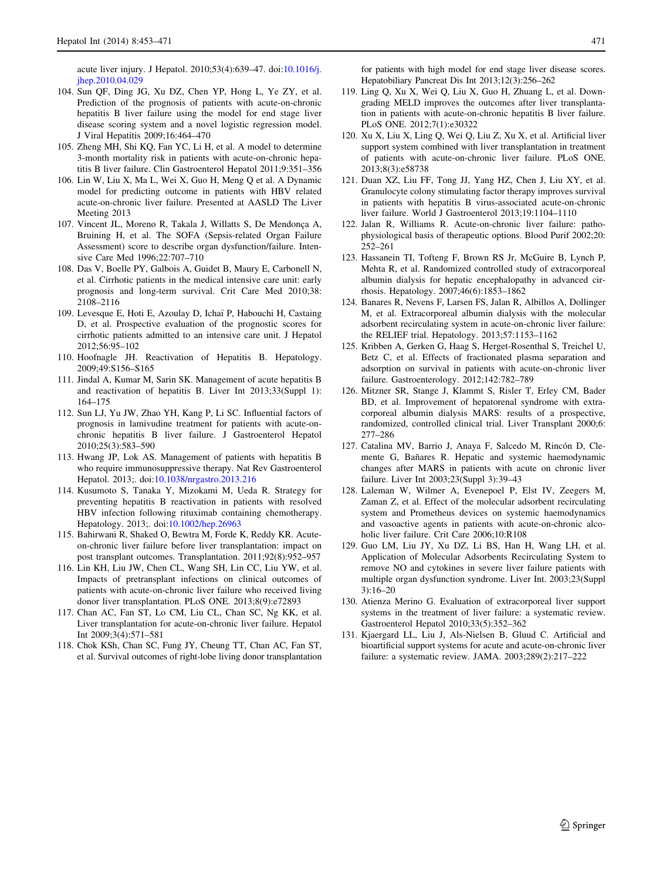acute liver injury. J Hepatol. 2010;53(4):639–47. doi:10.1016/j.jhep.2010.04.029

104. Sun QF, Ding JG, Xu DZ, Chen YP, Hong L, Ye ZY, et al. Prediction of the prognosis of patients with acute-on-chronic hepatitis B liver failure using the model for end stage liver disease scoring system and a novel logistic regression model. J Viral Hepatitis 2009;16:464–470
105. Zheng MH, Shi KQ, Fan YC, Li H, et al. A model to determine 3-month mortality risk in patients with acute-on-chronic hepatitis B liver failure. Clin Gastroenterol Hepatol 2011;9:351–356
106. Lin W, Liu X, Ma L, Wei X, Guo H, Meng Q et al. A Dynamic model for predicting outcome in patients with HBV related acute-on-chronic liver failure. Presented at AASLD The Liver Meeting 2013
107. Vincent JL, Moreno R, Takala J, Willatts S, De Mendonça A, Bruining H, et al. The SOFA (Sepsis-related Organ Failure Assessment) score to describe organ dysfunction/failure. Intensive Care Med 1996;22:707–710
108. Das V, Boelle PY, Galbois A, Guidet B, Maury E, Carbonell N, et al. Cirrhotic patients in the medical intensive care unit: early prognosis and long-term survival. Crit Care Med 2010;38: 2108–2116
109. Levesque E, Hoti E, Azoulay D, Ichaï P, Habouchi H, Castaing D, et al. Prospective evaluation of the prognostic scores for cirrhotic patients admitted to an intensive care unit. J Hepatol 2012;56:95–102
110. Hoofnagle JH. Reactivation of Hepatitis B. Hepatology. 2009;49:S156–S165
111. Jindal A, Kumar M, Sarin SK. Management of acute hepatitis B and reactivation of hepatitis B. Liver Int 2013;33(Suppl 1): 164–175
112. Sun LJ, Yu JW, Zhao YH, Kang P, Li SC. Influential factors of prognosis in lamivudine treatment for patients with acute-on-chronic hepatitis B liver failure. J Gastroenterol Hepatol 2010;25(3):583–590
113. Hwang JP, Lok AS. Management of patients with hepatitis B who require immunosuppressive therapy. Nat Rev Gastroenterol Hepatol. 2013;. doi:10.1038/nrgastro.2013.216
114. Kusumoto S, Tanaka Y, Mizokami M, Ueda R. Strategy for preventing hepatitis B reactivation in patients with resolved HBV infection following rituximab containing chemotherapy. Hepatology. 2013;. doi:10.1002/hep.26963
115. Bahirwani R, Shaked O, Bewtra M, Forde K, Reddy KR. Acute-on-chronic liver failure before liver transplantation: impact on post transplant outcomes. Transplantation. 2011;92(8):952–957
116. Lin KH, Liu JW, Chen CL, Wang SH, Lin CC, Liu YW, et al. Impacts of pretransplant infections on clinical outcomes of patients with acute-on-chronic liver failure who received living donor liver transplantation. PLoS ONE. 2013;8(9):e72893
117. Chan AC, Fan ST, Lo CM, Liu CL, Chan SC, Ng KK, et al. Liver transplantation for acute-on-chronic liver failure. Hepatol Int 2009;3(4):571–581
118. Chok KSh, Chan SC, Fung JY, Cheung TT, Chan AC, Fan ST, et al. Survival outcomes of right-lobe living donor transplantation for patients with high model for end stage liver disease scores. Hepatobiliary Pancreat Dis Int 2013;12(3):256–262
119. Ling Q, Xu X, Wei Q, Liu X, Guo H, Zhuang L, et al. Downgrading MELD improves the outcomes after liver transplantation in patients with acute-on-chronic hepatitis B liver failure. PLoS ONE. 2012;7(1):e30322
120. Xu X, Liu X, Ling Q, Wei Q, Liu Z, Xu X, et al. Artificial liver support system combined with liver transplantation in treatment of patients with acute-on-chronic liver failure. PLoS ONE. 2013;8(3):e58738
121. Duan XZ, Liu FF, Tong JJ, Yang HZ, Chen J, Liu XY, et al. Granulocyte colony stimulating factor therapy improves survival in patients with hepatitis B virus-associated acute-on-chronic liver failure. World J Gastroenterol 2013;19:1104–1110
122. Jalan R, Williams R. Acute-on-chronic liver failure: pathophysiological basis of therapeutic options. Blood Purif 2002;20: 252–261
123. Hassanein TI, Tofteng F, Brown RS Jr, McGuire B, Lynch P, Mehta R, et al. Randomized controlled study of extracorporeal albumin dialysis for hepatic encephalopathy in advanced cirrhosis. Hepatology. 2007;46(6):1853–1862
124. Banares R, Nevens F, Larsen FS, Jalan R, Albillos A, Dollinger M, et al. Extracorporeal albumin dialysis with the molecular adsorbent recirculating system in acute-on-chronic liver failure: the RELIEF trial. Hepatology. 2013;57:1153–1162
125. Kribben A, Gerken G, Haag S, Herget-Rosenthal S, Treichel U, Betz C, et al. Effects of fractionated plasma separation and adsorption on survival in patients with acute-on-chronic liver failure. Gastroenterology. 2012;142:782–789
126. Mitzner SR, Stange J, Klammt S, Risler T, Erley CM, Bader BD, et al. Improvement of hepatorenal syndrome with extracorporeal albumin dialysis MARS: results of a prospective, randomized, controlled clinical trial. Liver Transplant 2000;6: 277–286
127. Catalina MV, Barrio J, Anaya F, Salcedo M, Rincón D, Clemente G, Bañares R. Hepatic and systemic haemodynamic changes after MARS in patients with acute on chronic liver failure. Liver Int 2003;23(Suppl 3):39–43
128. Laleman W, Wilmer A, Evenepoel P, Elst IV, Zeegers M, Zaman Z, et al. Effect of the molecular adsorbent recirculating system and Prometheus devices on systemic haemodynamics and vasoactive agents in patients with acute-on-chronic alcoholic liver failure. Crit Care 2006;10:R108
129. Guo LM, Liu JY, Xu DZ, Li BS, Han H, Wang LH, et al. Application of Molecular Adsorbents Recirculating System to remove NO and cytokines in severe liver failure patients with multiple organ dysfunction syndrome. Liver Int. 2003;23(Suppl 3):16–20
130. Atienza Merino G. Evaluation of extracorporeal liver support systems in the treatment of liver failure: a systematic review. Gastroenterol Hepatol 2010;33(5):352–362
131. Kjaergard LL, Liu J, Als-Nielsen B, Gluud C. Artificial and bioartificial support systems for acute and acute-on-chronic liver failure: a systematic review. JAMA. 2003;289(2):217–222